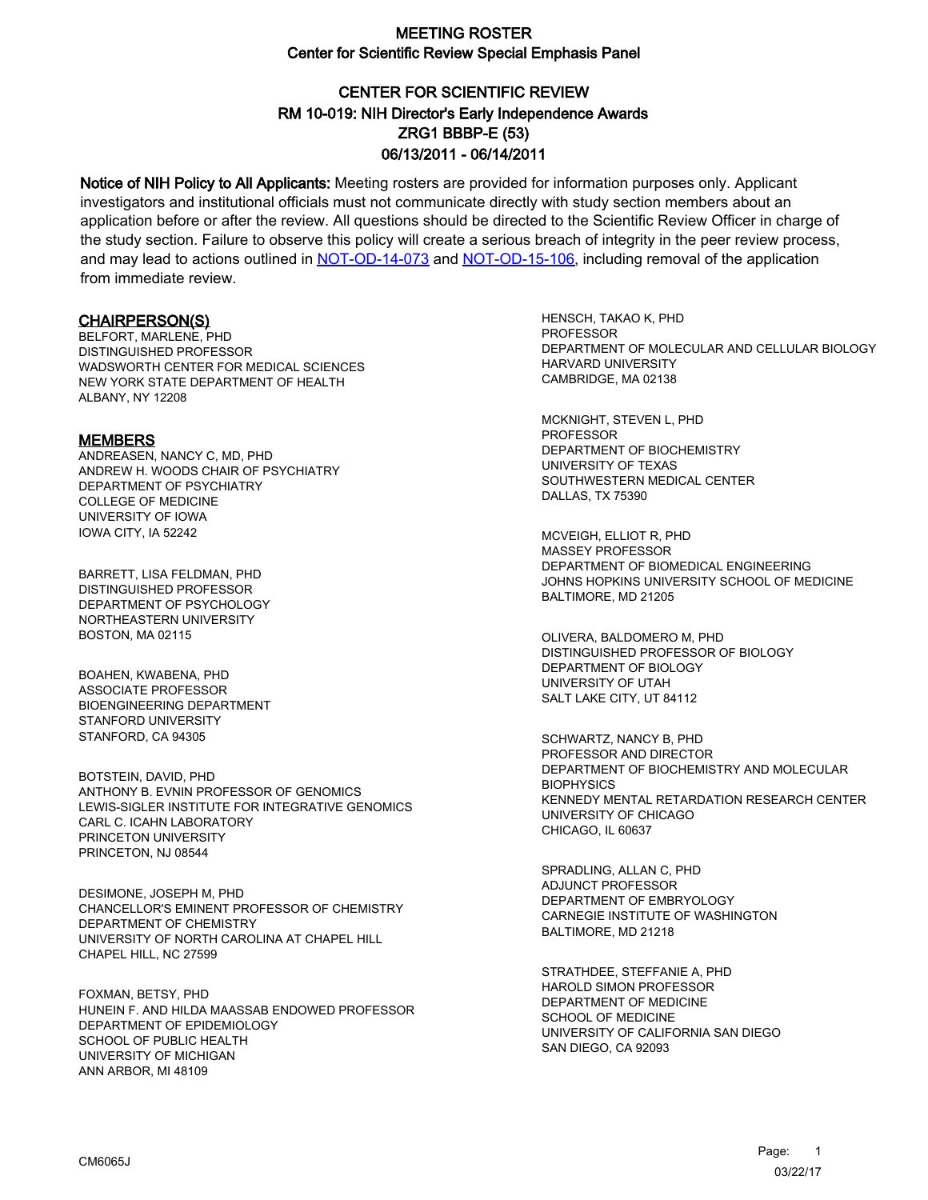# MEETING ROSTER

## Center for Scientific Review Special Emphasis Panel

## CENTER FOR SCIENTIFIC REVIEW
## RM 10-019: NIH Director's Early Independence Awards
## ZRG1 BBBP-E (53)
## 06/13/2011 - 06/14/2011

**Notice of NIH Policy to All Applicants:** Meeting rosters are provided for information purposes only. Applicant investigators and institutional officials must not communicate directly with study section members about an application before or after the review. All questions should be directed to the Scientific Review Officer in charge of the study section. Failure to observe this policy will create a serious breach of integrity in the peer review process, and may lead to actions outlined in NOT-OD-14-073 and NOT-OD-15-106, including removal of the application from immediate review.

### CHAIRPERSON(S)

BELFORT, MARLENE, PHD
DISTINGUISHED PROFESSOR
WADSWORTH CENTER FOR MEDICAL SCIENCES
NEW YORK STATE DEPARTMENT OF HEALTH
ALBANY, NY 12208

### MEMBERS

ANDREASEN, NANCY C, MD, PHD
ANDREW H. WOODS CHAIR OF PSYCHIATRY
DEPARTMENT OF PSYCHIATRY
COLLEGE OF MEDICINE
UNIVERSITY OF IOWA
IOWA CITY, IA 52242

BARRETT, LISA FELDMAN, PHD
DISTINGUISHED PROFESSOR
DEPARTMENT OF PSYCHOLOGY
NORTHEASTERN UNIVERSITY
BOSTON, MA 02115

BOAHEN, KWABENA, PHD
ASSOCIATE PROFESSOR
BIOENGINEERING DEPARTMENT
STANFORD UNIVERSITY
STANFORD, CA 94305

BOTSTEIN, DAVID, PHD
ANTHONY B. EVNIN PROFESSOR OF GENOMICS
LEWIS-SIGLER INSTITUTE FOR INTEGRATIVE GENOMICS
CARL C. ICAHN LABORATORY
PRINCETON UNIVERSITY
PRINCETON, NJ 08544

DESIMONE, JOSEPH M, PHD
CHANCELLOR'S EMINENT PROFESSOR OF CHEMISTRY
DEPARTMENT OF CHEMISTRY
UNIVERSITY OF NORTH CAROLINA AT CHAPEL HILL
CHAPEL HILL, NC 27599

FOXMAN, BETSY, PHD
HUNEIN F. AND HILDA MAASSAB ENDOWED PROFESSOR
DEPARTMENT OF EPIDEMIOLOGY
SCHOOL OF PUBLIC HEALTH
UNIVERSITY OF MICHIGAN
ANN ARBOR, MI 48109

HENSCH, TAKAO K, PHD
PROFESSOR
DEPARTMENT OF MOLECULAR AND CELLULAR BIOLOGY
HARVARD UNIVERSITY
CAMBRIDGE, MA 02138

MCKNIGHT, STEVEN L, PHD
PROFESSOR
DEPARTMENT OF BIOCHEMISTRY
UNIVERSITY OF TEXAS
SOUTHWESTERN MEDICAL CENTER
DALLAS, TX 75390

MCVEIGH, ELLIOT R, PHD
MASSEY PROFESSOR
DEPARTMENT OF BIOMEDICAL ENGINEERING
JOHNS HOPKINS UNIVERSITY SCHOOL OF MEDICINE
BALTIMORE, MD 21205

OLIVERA, BALDOMERO M, PHD
DISTINGUISHED PROFESSOR OF BIOLOGY
DEPARTMENT OF BIOLOGY
UNIVERSITY OF UTAH
SALT LAKE CITY, UT 84112

SCHWARTZ, NANCY B, PHD
PROFESSOR AND DIRECTOR
DEPARTMENT OF BIOCHEMISTRY AND MOLECULAR BIOPHYSICS
KENNEDY MENTAL RETARDATION RESEARCH CENTER
UNIVERSITY OF CHICAGO
CHICAGO, IL 60637

SPRADLING, ALLAN C, PHD
ADJUNCT PROFESSOR
DEPARTMENT OF EMBRYOLOGY
CARNEGIE INSTITUTE OF WASHINGTON
BALTIMORE, MD 21218

STRATHDEE, STEFFANIE A, PHD
HAROLD SIMON PROFESSOR
DEPARTMENT OF MEDICINE
SCHOOL OF MEDICINE
UNIVERSITY OF CALIFORNIA SAN DIEGO
SAN DIEGO, CA 92093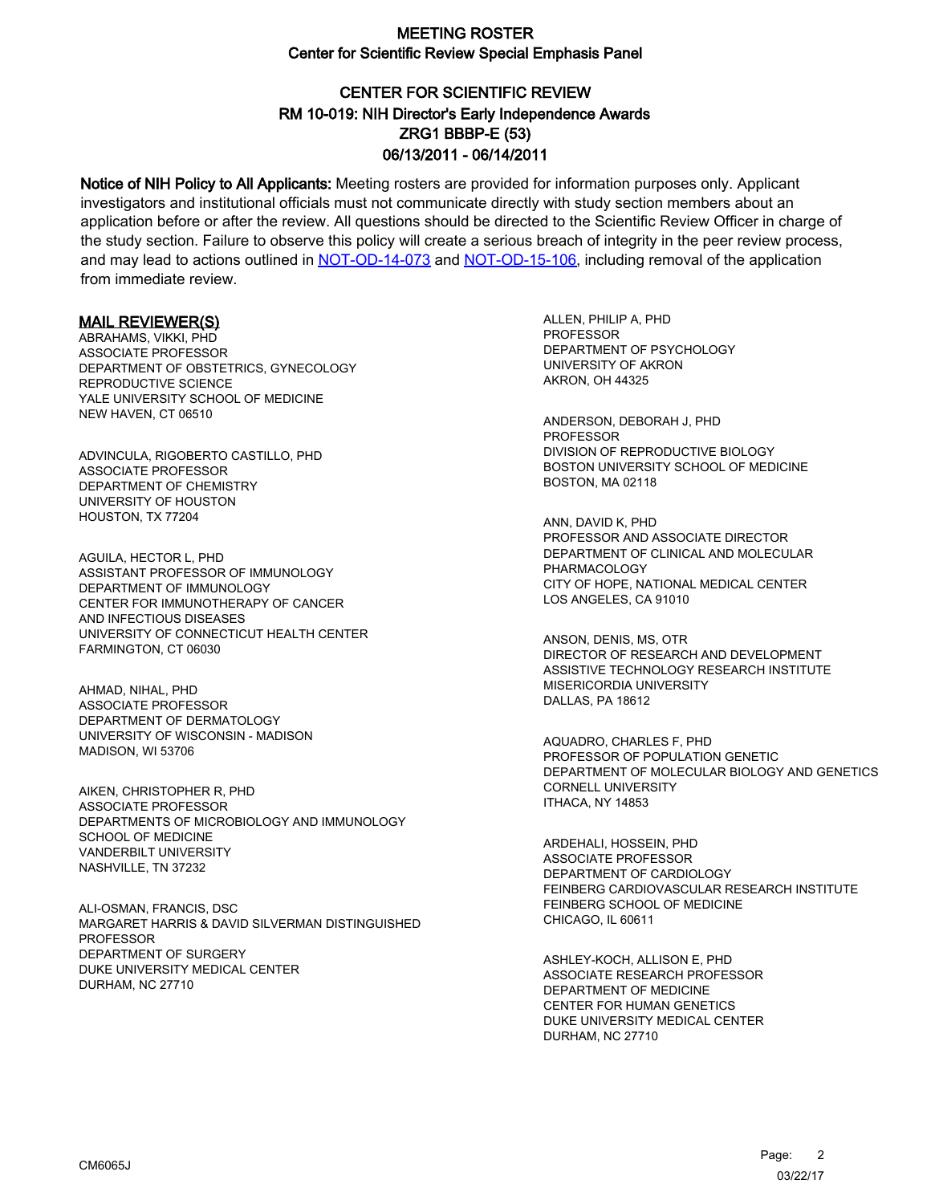# MEETING ROSTER
## Center for Scientific Review Special Emphasis Panel

## CENTER FOR SCIENTIFIC REVIEW
## RM 10-019: NIH Director's Early Independence Awards
## ZRG1 BBBP-E (53)
## 06/13/2011 - 06/14/2011

**Notice of NIH Policy to All Applicants:** Meeting rosters are provided for information purposes only. Applicant investigators and institutional officials must not communicate directly with study section members about an application before or after the review. All questions should be directed to the Scientific Review Officer in charge of the study section. Failure to observe this policy will create a serious breach of integrity in the peer review process, and may lead to actions outlined in NOT-OD-14-073 and NOT-OD-15-106, including removal of the application from immediate review.

### MAIL REVIEWER(S)

ABRAHAMS, VIKKI, PHD
ASSOCIATE PROFESSOR
DEPARTMENT OF OBSTETRICS, GYNECOLOGY
REPRODUCTIVE SCIENCE
YALE UNIVERSITY SCHOOL OF MEDICINE
NEW HAVEN, CT 06510

ADVINCULA, RIGOBERTO CASTILLO, PHD
ASSOCIATE PROFESSOR
DEPARTMENT OF CHEMISTRY
UNIVERSITY OF HOUSTON
HOUSTON, TX 77204

AGUILA, HECTOR L, PHD
ASSISTANT PROFESSOR OF IMMUNOLOGY
DEPARTMENT OF IMMUNOLOGY
CENTER FOR IMMUNOTHERAPY OF CANCER
AND INFECTIOUS DISEASES
UNIVERSITY OF CONNECTICUT HEALTH CENTER
FARMINGTON, CT 06030

AHMAD, NIHAL, PHD
ASSOCIATE PROFESSOR
DEPARTMENT OF DERMATOLOGY
UNIVERSITY OF WISCONSIN - MADISON
MADISON, WI 53706

AIKEN, CHRISTOPHER R, PHD
ASSOCIATE PROFESSOR
DEPARTMENTS OF MICROBIOLOGY AND IMMUNOLOGY
SCHOOL OF MEDICINE
VANDERBILT UNIVERSITY
NASHVILLE, TN 37232

ALI-OSMAN, FRANCIS, DSC
MARGARET HARRIS & DAVID SILVERMAN DISTINGUISHED PROFESSOR
DEPARTMENT OF SURGERY
DUKE UNIVERSITY MEDICAL CENTER
DURHAM, NC 27710

ALLEN, PHILIP A, PHD
PROFESSOR
DEPARTMENT OF PSYCHOLOGY
UNIVERSITY OF AKRON
AKRON, OH 44325

ANDERSON, DEBORAH J, PHD
PROFESSOR
DIVISION OF REPRODUCTIVE BIOLOGY
BOSTON UNIVERSITY SCHOOL OF MEDICINE
BOSTON, MA 02118

ANN, DAVID K, PHD
PROFESSOR AND ASSOCIATE DIRECTOR
DEPARTMENT OF CLINICAL AND MOLECULAR
PHARMACOLOGY
CITY OF HOPE, NATIONAL MEDICAL CENTER
LOS ANGELES, CA 91010

ANSON, DENIS, MS, OTR
DIRECTOR OF RESEARCH AND DEVELOPMENT
ASSISTIVE TECHNOLOGY RESEARCH INSTITUTE
MISERICORDIA UNIVERSITY
DALLAS, PA 18612

AQUADRO, CHARLES F, PHD
PROFESSOR OF POPULATION GENETIC
DEPARTMENT OF MOLECULAR BIOLOGY AND GENETICS
CORNELL UNIVERSITY
ITHACA, NY 14853

ARDEHALI, HOSSEIN, PHD
ASSOCIATE PROFESSOR
DEPARTMENT OF CARDIOLOGY
FEINBERG CARDIOVASCULAR RESEARCH INSTITUTE
FEINBERG SCHOOL OF MEDICINE
CHICAGO, IL 60611

ASHLEY-KOCH, ALLISON E, PHD
ASSOCIATE RESEARCH PROFESSOR
DEPARTMENT OF MEDICINE
CENTER FOR HUMAN GENETICS
DUKE UNIVERSITY MEDICAL CENTER
DURHAM, NC 27710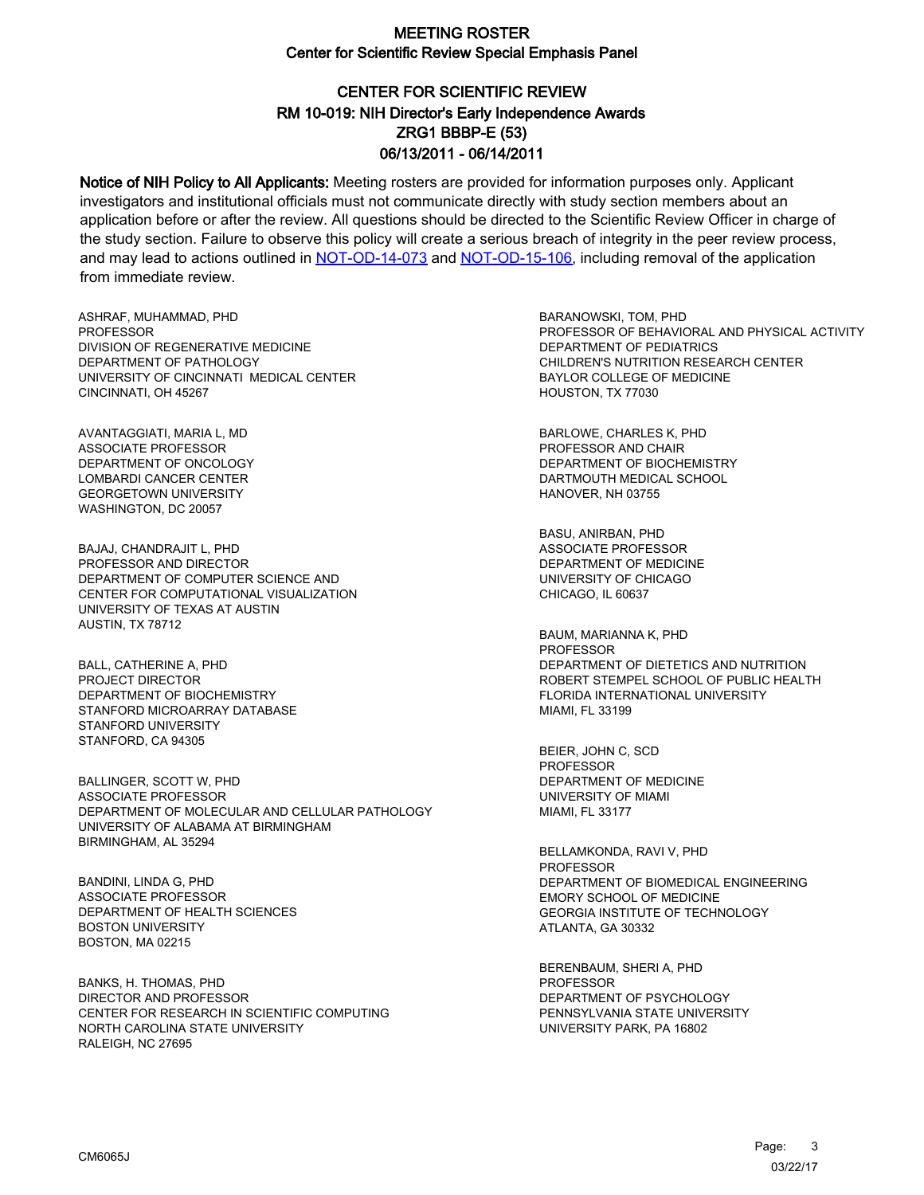# MEETING ROSTER
## Center for Scientific Review Special Emphasis Panel

## CENTER FOR SCIENTIFIC REVIEW
## RM 10-019: NIH Director's Early Independence Awards
## ZRG1 BBBP-E (53)
## 06/13/2011 - 06/14/2011

**Notice of NIH Policy to All Applicants:** Meeting rosters are provided for information purposes only. Applicant investigators and institutional officials must not communicate directly with study section members about an application before or after the review. All questions should be directed to the Scientific Review Officer in charge of the study section. Failure to observe this policy will create a serious breach of integrity in the peer review process, and may lead to actions outlined in NOT-OD-14-073 and NOT-OD-15-106, including removal of the application from immediate review.

ASHRAF, MUHAMMAD, PHD
PROFESSOR
DIVISION OF REGENERATIVE MEDICINE
DEPARTMENT OF PATHOLOGY
UNIVERSITY OF CINCINNATI MEDICAL CENTER
CINCINNATI, OH 45267

AVANTAGGIATI, MARIA L, MD
ASSOCIATE PROFESSOR
DEPARTMENT OF ONCOLOGY
LOMBARDI CANCER CENTER
GEORGETOWN UNIVERSITY
WASHINGTON, DC 20057

BAJAJ, CHANDRAJIT L, PHD
PROFESSOR AND DIRECTOR
DEPARTMENT OF COMPUTER SCIENCE AND
CENTER FOR COMPUTATIONAL VISUALIZATION
UNIVERSITY OF TEXAS AT AUSTIN
AUSTIN, TX 78712

BALL, CATHERINE A, PHD
PROJECT DIRECTOR
DEPARTMENT OF BIOCHEMISTRY
STANFORD MICROARRAY DATABASE
STANFORD UNIVERSITY
STANFORD, CA 94305

BALLINGER, SCOTT W, PHD
ASSOCIATE PROFESSOR
DEPARTMENT OF MOLECULAR AND CELLULAR PATHOLOGY
UNIVERSITY OF ALABAMA AT BIRMINGHAM
BIRMINGHAM, AL 35294

BANDINI, LINDA G, PHD
ASSOCIATE PROFESSOR
DEPARTMENT OF HEALTH SCIENCES
BOSTON UNIVERSITY
BOSTON, MA 02215

BANKS, H. THOMAS, PHD
DIRECTOR AND PROFESSOR
CENTER FOR RESEARCH IN SCIENTIFIC COMPUTING
NORTH CAROLINA STATE UNIVERSITY
RALEIGH, NC 27695

BARANOWSKI, TOM, PHD
PROFESSOR OF BEHAVIORAL AND PHYSICAL ACTIVITY
DEPARTMENT OF PEDIATRICS
CHILDREN'S NUTRITION RESEARCH CENTER
BAYLOR COLLEGE OF MEDICINE
HOUSTON, TX 77030

BARLOWE, CHARLES K, PHD
PROFESSOR AND CHAIR
DEPARTMENT OF BIOCHEMISTRY
DARTMOUTH MEDICAL SCHOOL
HANOVER, NH 03755

BASU, ANIRBAN, PHD
ASSOCIATE PROFESSOR
DEPARTMENT OF MEDICINE
UNIVERSITY OF CHICAGO
CHICAGO, IL 60637

BAUM, MARIANNA K, PHD
PROFESSOR
DEPARTMENT OF DIETETICS AND NUTRITION
ROBERT STEMPEL SCHOOL OF PUBLIC HEALTH
FLORIDA INTERNATIONAL UNIVERSITY
MIAMI, FL 33199

BEIER, JOHN C, SCD
PROFESSOR
DEPARTMENT OF MEDICINE
UNIVERSITY OF MIAMI
MIAMI, FL 33177

BELLAMKONDA, RAVI V, PHD
PROFESSOR
DEPARTMENT OF BIOMEDICAL ENGINEERING
EMORY SCHOOL OF MEDICINE
GEORGIA INSTITUTE OF TECHNOLOGY
ATLANTA, GA 30332

BERENBAUM, SHERI A, PHD
PROFESSOR
DEPARTMENT OF PSYCHOLOGY
PENNSYLVANIA STATE UNIVERSITY
UNIVERSITY PARK, PA 16802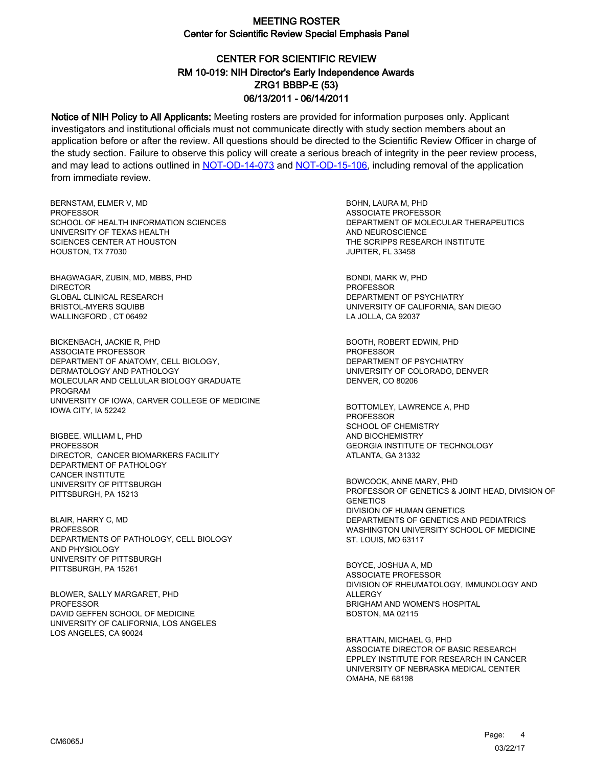# MEETING ROSTER
## Center for Scientific Review Special Emphasis Panel

## CENTER FOR SCIENTIFIC REVIEW
## RM 10-019: NIH Director's Early Independence Awards
## ZRG1 BBBP-E (53)
## 06/13/2011 - 06/14/2011

**Notice of NIH Policy to All Applicants:** Meeting rosters are provided for information purposes only. Applicant investigators and institutional officials must not communicate directly with study section members about an application before or after the review. All questions should be directed to the Scientific Review Officer in charge of the study section. Failure to observe this policy will create a serious breach of integrity in the peer review process, and may lead to actions outlined in NOT-OD-14-073 and NOT-OD-15-106, including removal of the application from immediate review.

BERNSTAM, ELMER V, MD
PROFESSOR
SCHOOL OF HEALTH INFORMATION SCIENCES
UNIVERSITY OF TEXAS HEALTH
SCIENCES CENTER AT HOUSTON
HOUSTON, TX 77030

BHAGWAGAR, ZUBIN, MD, MBBS, PHD
DIRECTOR
GLOBAL CLINICAL RESEARCH
BRISTOL-MYERS SQUIBB
WALLINGFORD , CT 06492

BICKENBACH, JACKIE R, PHD
ASSOCIATE PROFESSOR
DEPARTMENT OF ANATOMY, CELL BIOLOGY,
DERMATOLOGY AND PATHOLOGY
MOLECULAR AND CELLULAR BIOLOGY GRADUATE
PROGRAM
UNIVERSITY OF IOWA, CARVER COLLEGE OF MEDICINE
IOWA CITY, IA 52242

BIGBEE, WILLIAM L, PHD
PROFESSOR
DIRECTOR, CANCER BIOMARKERS FACILITY
DEPARTMENT OF PATHOLOGY
CANCER INSTITUTE
UNIVERSITY OF PITTSBURGH
PITTSBURGH, PA 15213

BLAIR, HARRY C, MD
PROFESSOR
DEPARTMENTS OF PATHOLOGY, CELL BIOLOGY
AND PHYSIOLOGY
UNIVERSITY OF PITTSBURGH
PITTSBURGH, PA 15261

BLOWER, SALLY MARGARET, PHD
PROFESSOR
DAVID GEFFEN SCHOOL OF MEDICINE
UNIVERSITY OF CALIFORNIA, LOS ANGELES
LOS ANGELES, CA 90024

BOHN, LAURA M, PHD
ASSOCIATE PROFESSOR
DEPARTMENT OF MOLECULAR THERAPEUTICS
AND NEUROSCIENCE
THE SCRIPPS RESEARCH INSTITUTE
JUPITER, FL 33458

BONDI, MARK W, PHD
PROFESSOR
DEPARTMENT OF PSYCHIATRY
UNIVERSITY OF CALIFORNIA, SAN DIEGO
LA JOLLA, CA 92037

BOOTH, ROBERT EDWIN, PHD
PROFESSOR
DEPARTMENT OF PSYCHIATRY
UNIVERSITY OF COLORADO, DENVER
DENVER, CO 80206

BOTTOMLEY, LAWRENCE A, PHD
PROFESSOR
SCHOOL OF CHEMISTRY
AND BIOCHEMISTRY
GEORGIA INSTITUTE OF TECHNOLOGY
ATLANTA, GA 31332

BOWCOCK, ANNE MARY, PHD
PROFESSOR OF GENETICS & JOINT HEAD, DIVISION OF
GENETICS
DIVISION OF HUMAN GENETICS
DEPARTMENTS OF GENETICS AND PEDIATRICS
WASHINGTON UNIVERSITY SCHOOL OF MEDICINE
ST. LOUIS, MO 63117

BOYCE, JOSHUA A, MD
ASSOCIATE PROFESSOR
DIVISION OF RHEUMATOLOGY, IMMUNOLOGY AND
ALLERGY
BRIGHAM AND WOMEN'S HOSPITAL
BOSTON, MA 02115

BRATTAIN, MICHAEL G, PHD
ASSOCIATE DIRECTOR OF BASIC RESEARCH
EPPLEY INSTITUTE FOR RESEARCH IN CANCER
UNIVERSITY OF NEBRASKA MEDICAL CENTER
OMAHA, NE 68198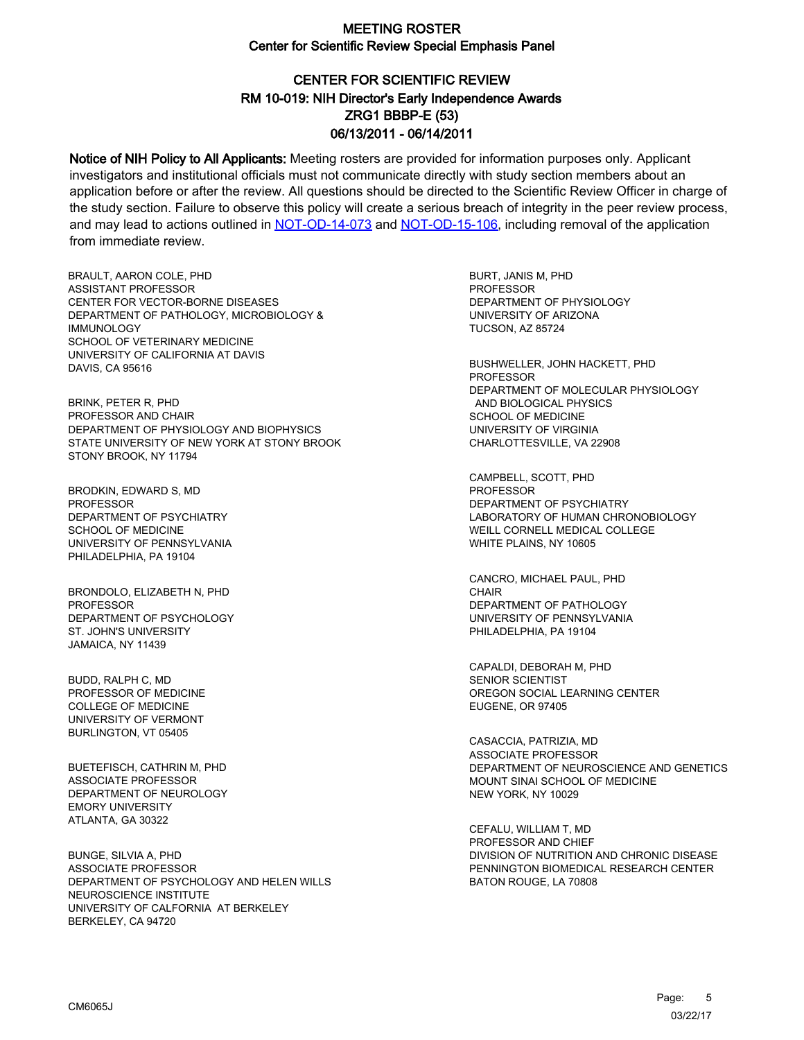# MEETING ROSTER
## Center for Scientific Review Special Emphasis Panel

## CENTER FOR SCIENTIFIC REVIEW
## RM 10-019: NIH Director's Early Independence Awards
## ZRG1 BBBP-E (53)
## 06/13/2011 - 06/14/2011

**Notice of NIH Policy to All Applicants:** Meeting rosters are provided for information purposes only. Applicant investigators and institutional officials must not communicate directly with study section members about an application before or after the review. All questions should be directed to the Scientific Review Officer in charge of the study section. Failure to observe this policy will create a serious breach of integrity in the peer review process, and may lead to actions outlined in NOT-OD-14-073 and NOT-OD-15-106, including removal of the application from immediate review.

BRAULT, AARON COLE, PHD
ASSISTANT PROFESSOR
CENTER FOR VECTOR-BORNE DISEASES
DEPARTMENT OF PATHOLOGY, MICROBIOLOGY & IMMUNOLOGY
SCHOOL OF VETERINARY MEDICINE
UNIVERSITY OF CALIFORNIA AT DAVIS
DAVIS, CA 95616

BRINK, PETER R, PHD
PROFESSOR AND CHAIR
DEPARTMENT OF PHYSIOLOGY AND BIOPHYSICS
STATE UNIVERSITY OF NEW YORK AT STONY BROOK
STONY BROOK, NY 11794

BRODKIN, EDWARD S, MD
PROFESSOR
DEPARTMENT OF PSYCHIATRY
SCHOOL OF MEDICINE
UNIVERSITY OF PENNSYLVANIA
PHILADELPHIA, PA 19104

BRONDOLO, ELIZABETH N, PHD
PROFESSOR
DEPARTMENT OF PSYCHOLOGY
ST. JOHN'S UNIVERSITY
JAMAICA, NY 11439

BUDD, RALPH C, MD
PROFESSOR OF MEDICINE
COLLEGE OF MEDICINE
UNIVERSITY OF VERMONT
BURLINGTON, VT 05405

BUETEFISCH, CATHRIN M, PHD
ASSOCIATE PROFESSOR
DEPARTMENT OF NEUROLOGY
EMORY UNIVERSITY
ATLANTA, GA 30322

BUNGE, SILVIA A, PHD
ASSOCIATE PROFESSOR
DEPARTMENT OF PSYCHOLOGY AND HELEN WILLS NEUROSCIENCE INSTITUTE
UNIVERSITY OF CALFORNIA AT BERKELEY
BERKELEY, CA 94720

BURT, JANIS M, PHD
PROFESSOR
DEPARTMENT OF PHYSIOLOGY
UNIVERSITY OF ARIZONA
TUCSON, AZ 85724

BUSHWELLER, JOHN HACKETT, PHD
PROFESSOR
DEPARTMENT OF MOLECULAR PHYSIOLOGY AND BIOLOGICAL PHYSICS
SCHOOL OF MEDICINE
UNIVERSITY OF VIRGINIA
CHARLOTTESVILLE, VA 22908

CAMPBELL, SCOTT, PHD
PROFESSOR
DEPARTMENT OF PSYCHIATRY
LABORATORY OF HUMAN CHRONOBIOLOGY
WEILL CORNELL MEDICAL COLLEGE
WHITE PLAINS, NY 10605

CANCRO, MICHAEL PAUL, PHD
CHAIR
DEPARTMENT OF PATHOLOGY
UNIVERSITY OF PENNSYLVANIA
PHILADELPHIA, PA 19104

CAPALDI, DEBORAH M, PHD
SENIOR SCIENTIST
OREGON SOCIAL LEARNING CENTER
EUGENE, OR 97405

CASACCIA, PATRIZIA, MD
ASSOCIATE PROFESSOR
DEPARTMENT OF NEUROSCIENCE AND GENETICS
MOUNT SINAI SCHOOL OF MEDICINE
NEW YORK, NY 10029

CEFALU, WILLIAM T, MD
PROFESSOR AND CHIEF
DIVISION OF NUTRITION AND CHRONIC DISEASE
PENNINGTON BIOMEDICAL RESEARCH CENTER
BATON ROUGE, LA 70808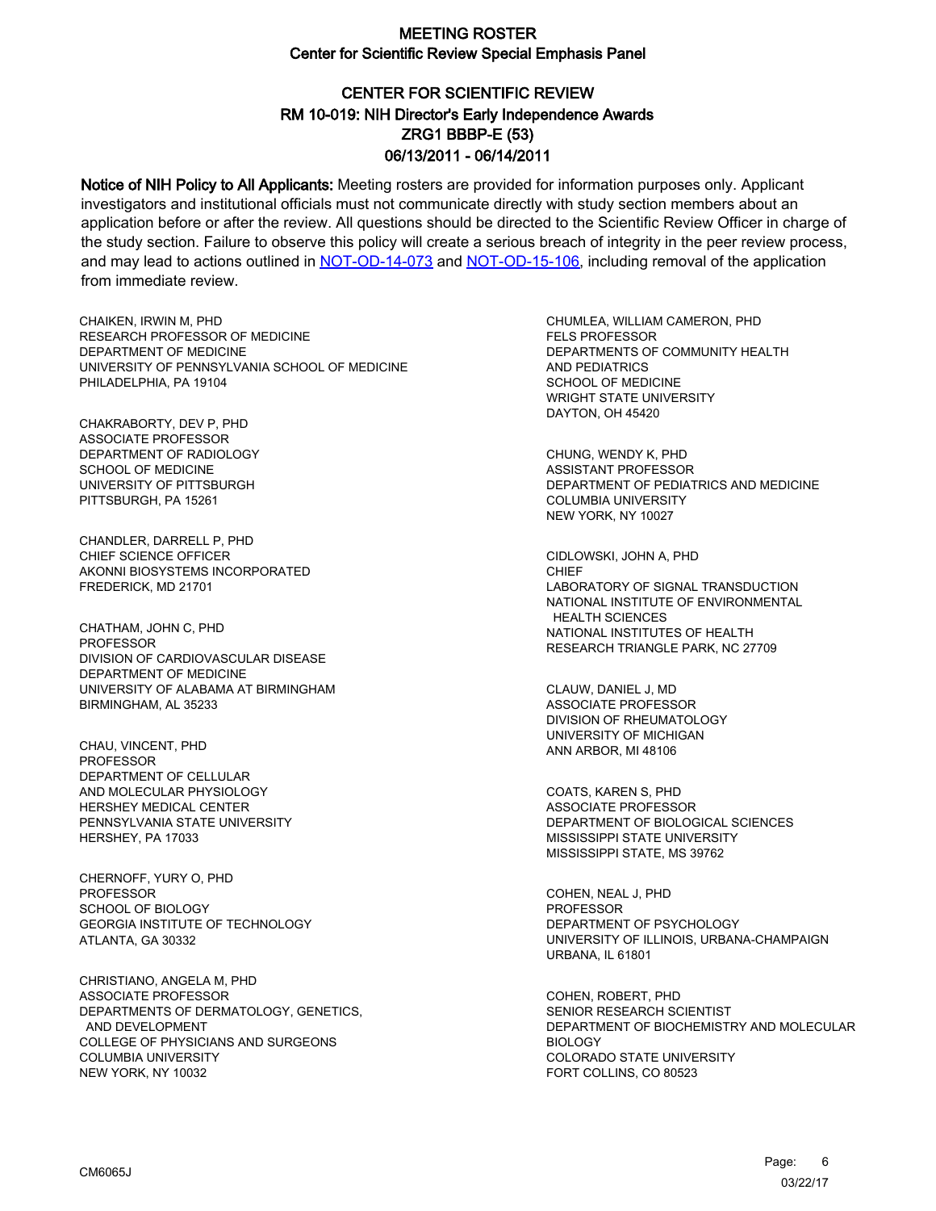# MEETING ROSTER
## Center for Scientific Review Special Emphasis Panel

## CENTER FOR SCIENTIFIC REVIEW
## RM 10-019: NIH Director's Early Independence Awards
## ZRG1 BBBP-E (53)
## 06/13/2011 - 06/14/2011

**Notice of NIH Policy to All Applicants:** Meeting rosters are provided for information purposes only. Applicant investigators and institutional officials must not communicate directly with study section members about an application before or after the review. All questions should be directed to the Scientific Review Officer in charge of the study section. Failure to observe this policy will create a serious breach of integrity in the peer review process, and may lead to actions outlined in NOT-OD-14-073 and NOT-OD-15-106, including removal of the application from immediate review.

CHAIKEN, IRWIN M, PHD
RESEARCH PROFESSOR OF MEDICINE
DEPARTMENT OF MEDICINE
UNIVERSITY OF PENNSYLVANIA SCHOOL OF MEDICINE
PHILADELPHIA, PA 19104

CHAKRABORTY, DEV P, PHD
ASSOCIATE PROFESSOR
DEPARTMENT OF RADIOLOGY
SCHOOL OF MEDICINE
UNIVERSITY OF PITTSBURGH
PITTSBURGH, PA 15261

CHANDLER, DARRELL P, PHD
CHIEF SCIENCE OFFICER
AKONNI BIOSYSTEMS INCORPORATED
FREDERICK, MD 21701

CHATHAM, JOHN C, PHD
PROFESSOR
DIVISION OF CARDIOVASCULAR DISEASE
DEPARTMENT OF MEDICINE
UNIVERSITY OF ALABAMA AT BIRMINGHAM
BIRMINGHAM, AL 35233

CHAU, VINCENT, PHD
PROFESSOR
DEPARTMENT OF CELLULAR
AND MOLECULAR PHYSIOLOGY
HERSHEY MEDICAL CENTER
PENNSYLVANIA STATE UNIVERSITY
HERSHEY, PA 17033

CHERNOFF, YURY O, PHD
PROFESSOR
SCHOOL OF BIOLOGY
GEORGIA INSTITUTE OF TECHNOLOGY
ATLANTA, GA 30332

CHRISTIANO, ANGELA M, PHD
ASSOCIATE PROFESSOR
DEPARTMENTS OF DERMATOLOGY, GENETICS,
AND DEVELOPMENT
COLLEGE OF PHYSICIANS AND SURGEONS
COLUMBIA UNIVERSITY
NEW YORK, NY 10032

CHUMLEA, WILLIAM CAMERON, PHD
FELS PROFESSOR
DEPARTMENTS OF COMMUNITY HEALTH
AND PEDIATRICS
SCHOOL OF MEDICINE
WRIGHT STATE UNIVERSITY
DAYTON, OH 45420

CHUNG, WENDY K, PHD
ASSISTANT PROFESSOR
DEPARTMENT OF PEDIATRICS AND MEDICINE
COLUMBIA UNIVERSITY
NEW YORK, NY 10027

CIDLOWSKI, JOHN A, PHD
CHIEF
LABORATORY OF SIGNAL TRANSDUCTION
NATIONAL INSTITUTE OF ENVIRONMENTAL
HEALTH SCIENCES
NATIONAL INSTITUTES OF HEALTH
RESEARCH TRIANGLE PARK, NC 27709

CLAUW, DANIEL J, MD
ASSOCIATE PROFESSOR
DIVISION OF RHEUMATOLOGY
UNIVERSITY OF MICHIGAN
ANN ARBOR, MI 48106

COATS, KAREN S, PHD
ASSOCIATE PROFESSOR
DEPARTMENT OF BIOLOGICAL SCIENCES
MISSISSIPPI STATE UNIVERSITY
MISSISSIPPI STATE, MS 39762

COHEN, NEAL J, PHD
PROFESSOR
DEPARTMENT OF PSYCHOLOGY
UNIVERSITY OF ILLINOIS, URBANA-CHAMPAIGN
URBANA, IL 61801

COHEN, ROBERT, PHD
SENIOR RESEARCH SCIENTIST
DEPARTMENT OF BIOCHEMISTRY AND MOLECULAR
BIOLOGY
COLORADO STATE UNIVERSITY
FORT COLLINS, CO 80523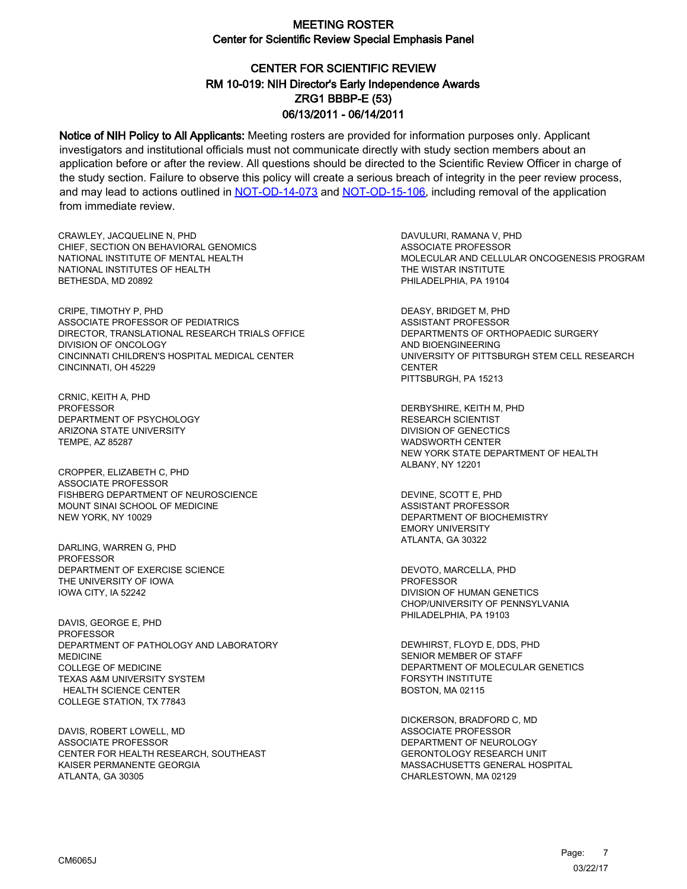# MEETING ROSTER
## Center for Scientific Review Special Emphasis Panel

## CENTER FOR SCIENTIFIC REVIEW
### RM 10-019: NIH Director's Early Independence Awards
### ZRG1 BBBP-E (53)
### 06/13/2011 - 06/14/2011

**Notice of NIH Policy to All Applicants:** Meeting rosters are provided for information purposes only. Applicant investigators and institutional officials must not communicate directly with study section members about an application before or after the review. All questions should be directed to the Scientific Review Officer in charge of the study section. Failure to observe this policy will create a serious breach of integrity in the peer review process, and may lead to actions outlined in NOT-OD-14-073 and NOT-OD-15-106, including removal of the application from immediate review.

CRAWLEY, JACQUELINE N, PHD
CHIEF, SECTION ON BEHAVIORAL GENOMICS
NATIONAL INSTITUTE OF MENTAL HEALTH
NATIONAL INSTITUTES OF HEALTH
BETHESDA, MD 20892

CRIPE, TIMOTHY P, PHD
ASSOCIATE PROFESSOR OF PEDIATRICS
DIRECTOR, TRANSLATIONAL RESEARCH TRIALS OFFICE
DIVISION OF ONCOLOGY
CINCINNATI CHILDREN'S HOSPITAL MEDICAL CENTER
CINCINNATI, OH 45229

CRNIC, KEITH A, PHD
PROFESSOR
DEPARTMENT OF PSYCHOLOGY
ARIZONA STATE UNIVERSITY
TEMPE, AZ 85287

CROPPER, ELIZABETH C, PHD
ASSOCIATE PROFESSOR
FISHBERG DEPARTMENT OF NEUROSCIENCE
MOUNT SINAI SCHOOL OF MEDICINE
NEW YORK, NY 10029

DARLING, WARREN G, PHD
PROFESSOR
DEPARTMENT OF EXERCISE SCIENCE
THE UNIVERSITY OF IOWA
IOWA CITY, IA 52242

DAVIS, GEORGE E, PHD
PROFESSOR
DEPARTMENT OF PATHOLOGY AND LABORATORY MEDICINE
COLLEGE OF MEDICINE
TEXAS A&M UNIVERSITY SYSTEM
HEALTH SCIENCE CENTER
COLLEGE STATION, TX 77843

DAVIS, ROBERT LOWELL, MD
ASSOCIATE PROFESSOR
CENTER FOR HEALTH RESEARCH, SOUTHEAST
KAISER PERMANENTE GEORGIA
ATLANTA, GA 30305

DAVULURI, RAMANA V, PHD
ASSOCIATE PROFESSOR
MOLECULAR AND CELLULAR ONCOGENESIS PROGRAM
THE WISTAR INSTITUTE
PHILADELPHIA, PA 19104

DEASY, BRIDGET M, PHD
ASSISTANT PROFESSOR
DEPARTMENTS OF ORTHOPAEDIC SURGERY AND BIOENGINEERING
UNIVERSITY OF PITTSBURGH STEM CELL RESEARCH CENTER
PITTSBURGH, PA 15213

DERBYSHIRE, KEITH M, PHD
RESEARCH SCIENTIST
DIVISION OF GENECTICS
WADSWORTH CENTER
NEW YORK STATE DEPARTMENT OF HEALTH
ALBANY, NY 12201

DEVINE, SCOTT E, PHD
ASSISTANT PROFESSOR
DEPARTMENT OF BIOCHEMISTRY
EMORY UNIVERSITY
ATLANTA, GA 30322

DEVOTO, MARCELLA, PHD
PROFESSOR
DIVISION OF HUMAN GENETICS
CHOP/UNIVERSITY OF PENNSYLVANIA
PHILADELPHIA, PA 19103

DEWHIRST, FLOYD E, DDS, PHD
SENIOR MEMBER OF STAFF
DEPARTMENT OF MOLECULAR GENETICS
FORSYTH INSTITUTE
BOSTON, MA 02115

DICKERSON, BRADFORD C, MD
ASSOCIATE PROFESSOR
DEPARTMENT OF NEUROLOGY
GERONTOLOGY RESEARCH UNIT
MASSACHUSETTS GENERAL HOSPITAL
CHARLESTOWN, MA 02129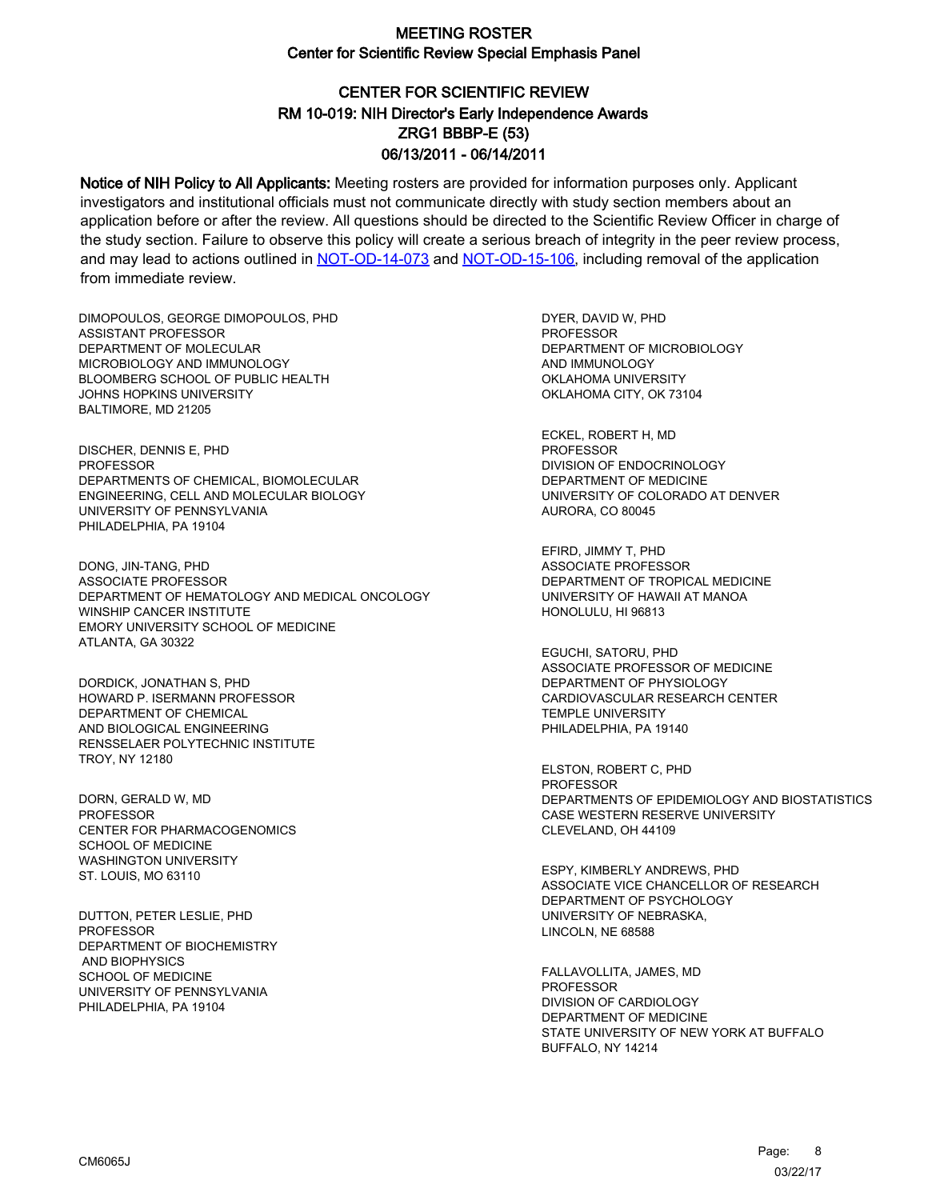# MEETING ROSTER

## Center for Scientific Review Special Emphasis Panel

## CENTER FOR SCIENTIFIC REVIEW
## RM 10-019: NIH Director's Early Independence Awards
## ZRG1 BBBP-E (53)
## 06/13/2011 - 06/14/2011

**Notice of NIH Policy to All Applicants:** Meeting rosters are provided for information purposes only. Applicant investigators and institutional officials must not communicate directly with study section members about an application before or after the review. All questions should be directed to the Scientific Review Officer in charge of the study section. Failure to observe this policy will create a serious breach of integrity in the peer review process, and may lead to actions outlined in NOT-OD-14-073 and NOT-OD-15-106, including removal of the application from immediate review.

DIMOPOULOS, GEORGE DIMOPOULOS, PHD
ASSISTANT PROFESSOR
DEPARTMENT OF MOLECULAR
MICROBIOLOGY AND IMMUNOLOGY
BLOOMBERG SCHOOL OF PUBLIC HEALTH
JOHNS HOPKINS UNIVERSITY
BALTIMORE, MD 21205

DISCHER, DENNIS E, PHD
PROFESSOR
DEPARTMENTS OF CHEMICAL, BIOMOLECULAR
ENGINEERING, CELL AND MOLECULAR BIOLOGY
UNIVERSITY OF PENNSYLVANIA
PHILADELPHIA, PA 19104

DONG, JIN-TANG, PHD
ASSOCIATE PROFESSOR
DEPARTMENT OF HEMATOLOGY AND MEDICAL ONCOLOGY
WINSHIP CANCER INSTITUTE
EMORY UNIVERSITY SCHOOL OF MEDICINE
ATLANTA, GA 30322

DORDICK, JONATHAN S, PHD
HOWARD P. ISERMANN PROFESSOR
DEPARTMENT OF CHEMICAL
AND BIOLOGICAL ENGINEERING
RENSSELAER POLYTECHNIC INSTITUTE
TROY, NY 12180

DORN, GERALD W, MD
PROFESSOR
CENTER FOR PHARMACOGENOMICS
SCHOOL OF MEDICINE
WASHINGTON UNIVERSITY
ST. LOUIS, MO 63110

DUTTON, PETER LESLIE, PHD
PROFESSOR
DEPARTMENT OF BIOCHEMISTRY
AND BIOPHYSICS
SCHOOL OF MEDICINE
UNIVERSITY OF PENNSYLVANIA
PHILADELPHIA, PA 19104

DYER, DAVID W, PHD
PROFESSOR
DEPARTMENT OF MICROBIOLOGY
AND IMMUNOLOGY
OKLAHOMA UNIVERSITY
OKLAHOMA CITY, OK 73104

ECKEL, ROBERT H, MD
PROFESSOR
DIVISION OF ENDOCRINOLOGY
DEPARTMENT OF MEDICINE
UNIVERSITY OF COLORADO AT DENVER
AURORA, CO 80045

EFIRD, JIMMY T, PHD
ASSOCIATE PROFESSOR
DEPARTMENT OF TROPICAL MEDICINE
UNIVERSITY OF HAWAII AT MANOA
HONOLULU, HI 96813

EGUCHI, SATORU, PHD
ASSOCIATE PROFESSOR OF MEDICINE
DEPARTMENT OF PHYSIOLOGY
CARDIOVASCULAR RESEARCH CENTER
TEMPLE UNIVERSITY
PHILADELPHIA, PA 19140

ELSTON, ROBERT C, PHD
PROFESSOR
DEPARTMENTS OF EPIDEMIOLOGY AND BIOSTATISTICS
CASE WESTERN RESERVE UNIVERSITY
CLEVELAND, OH 44109

ESPY, KIMBERLY ANDREWS, PHD
ASSOCIATE VICE CHANCELLOR OF RESEARCH
DEPARTMENT OF PSYCHOLOGY
UNIVERSITY OF NEBRASKA,
LINCOLN, NE 68588

FALLAVOLLITA, JAMES, MD
PROFESSOR
DIVISION OF CARDIOLOGY
DEPARTMENT OF MEDICINE
STATE UNIVERSITY OF NEW YORK AT BUFFALO
BUFFALO, NY 14214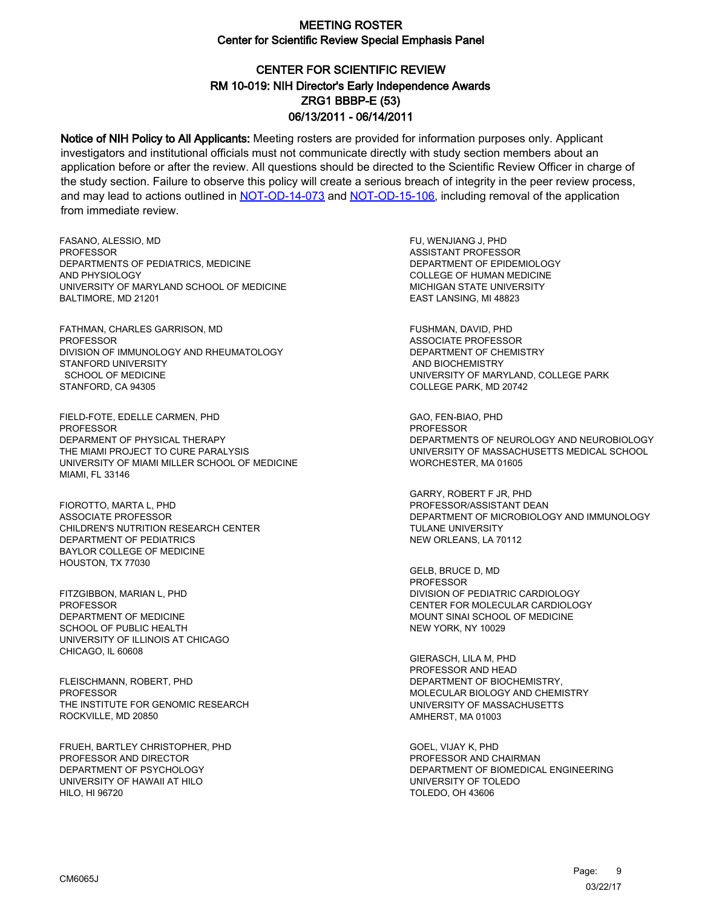# MEETING ROSTER

## Center for Scientific Review Special Emphasis Panel

## CENTER FOR SCIENTIFIC REVIEW
## RM 10-019: NIH Director's Early Independence Awards
## ZRG1 BBBP-E (53)
## 06/13/2011 - 06/14/2011

**Notice of NIH Policy to All Applicants:** Meeting rosters are provided for information purposes only. Applicant investigators and institutional officials must not communicate directly with study section members about an application before or after the review. All questions should be directed to the Scientific Review Officer in charge of the study section. Failure to observe this policy will create a serious breach of integrity in the peer review process, and may lead to actions outlined in NOT-OD-14-073 and NOT-OD-15-106, including removal of the application from immediate review.

FASANO, ALESSIO, MD
PROFESSOR
DEPARTMENTS OF PEDIATRICS, MEDICINE
AND PHYSIOLOGY
UNIVERSITY OF MARYLAND SCHOOL OF MEDICINE
BALTIMORE, MD 21201

FATHMAN, CHARLES GARRISON, MD
PROFESSOR
DIVISION OF IMMUNOLOGY AND RHEUMATOLOGY
STANFORD UNIVERSITY
SCHOOL OF MEDICINE
STANFORD, CA 94305

FIELD-FOTE, EDELLE CARMEN, PHD
PROFESSOR
DEPARMENT OF PHYSICAL THERAPY
THE MIAMI PROJECT TO CURE PARALYSIS
UNIVERSITY OF MIAMI MILLER SCHOOL OF MEDICINE
MIAMI, FL 33146

FIOROTTO, MARTA L, PHD
ASSOCIATE PROFESSOR
CHILDREN'S NUTRITION RESEARCH CENTER
DEPARTMENT OF PEDIATRICS
BAYLOR COLLEGE OF MEDICINE
HOUSTON, TX 77030

FITZGIBBON, MARIAN L, PHD
PROFESSOR
DEPARTMENT OF MEDICINE
SCHOOL OF PUBLIC HEALTH
UNIVERSITY OF ILLINOIS AT CHICAGO
CHICAGO, IL 60608

FLEISCHMANN, ROBERT, PHD
PROFESSOR
THE INSTITUTE FOR GENOMIC RESEARCH
ROCKVILLE, MD 20850

FRUEH, BARTLEY CHRISTOPHER, PHD
PROFESSOR AND DIRECTOR
DEPARTMENT OF PSYCHOLOGY
UNIVERSITY OF HAWAII AT HILO
HILO, HI 96720

FU, WENJIANG J, PHD
ASSISTANT PROFESSOR
DEPARTMENT OF EPIDEMIOLOGY
COLLEGE OF HUMAN MEDICINE
MICHIGAN STATE UNIVERSITY
EAST LANSING, MI 48823

FUSHMAN, DAVID, PHD
ASSOCIATE PROFESSOR
DEPARTMENT OF CHEMISTRY
AND BIOCHEMISTRY
UNIVERSITY OF MARYLAND, COLLEGE PARK
COLLEGE PARK, MD 20742

GAO, FEN-BIAO, PHD
PROFESSOR
DEPARTMENTS OF NEUROLOGY AND NEUROBIOLOGY
UNIVERSITY OF MASSACHUSETTS MEDICAL SCHOOL
WORCHESTER, MA 01605

GARRY, ROBERT F JR, PHD
PROFESSOR/ASSISTANT DEAN
DEPARTMENT OF MICROBIOLOGY AND IMMUNOLOGY
TULANE UNIVERSITY
NEW ORLEANS, LA 70112

GELB, BRUCE D, MD
PROFESSOR
DIVISION OF PEDIATRIC CARDIOLOGY
CENTER FOR MOLECULAR CARDIOLOGY
MOUNT SINAI SCHOOL OF MEDICINE
NEW YORK, NY 10029

GIERASCH, LILA M, PHD
PROFESSOR AND HEAD
DEPARTMENT OF BIOCHEMISTRY,
MOLECULAR BIOLOGY AND CHEMISTRY
UNIVERSITY OF MASSACHUSETTS
AMHERST, MA 01003

GOEL, VIJAY K, PHD
PROFESSOR AND CHAIRMAN
DEPARTMENT OF BIOMEDICAL ENGINEERING
UNIVERSITY OF TOLEDO
TOLEDO, OH 43606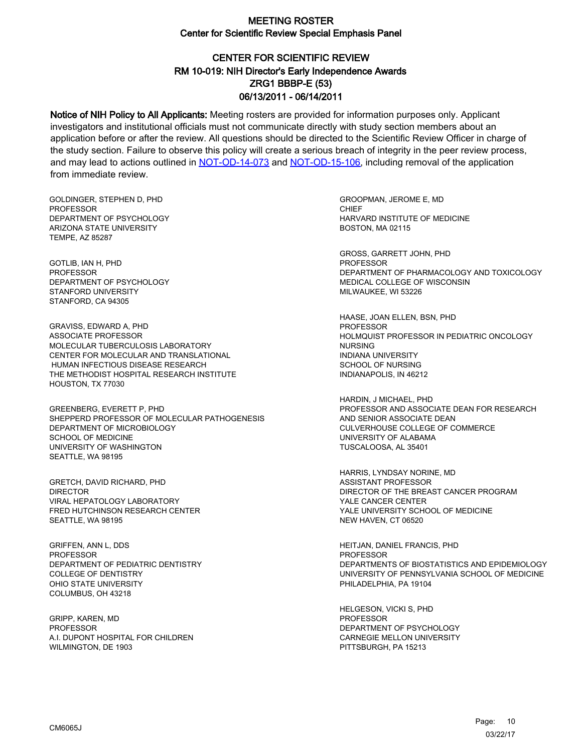# MEETING ROSTER

## Center for Scientific Review Special Emphasis Panel

## CENTER FOR SCIENTIFIC REVIEW
## RM 10-019: NIH Director's Early Independence Awards
## ZRG1 BBBP-E (53)
## 06/13/2011 - 06/14/2011

**Notice of NIH Policy to All Applicants:** Meeting rosters are provided for information purposes only. Applicant investigators and institutional officials must not communicate directly with study section members about an application before or after the review. All questions should be directed to the Scientific Review Officer in charge of the study section. Failure to observe this policy will create a serious breach of integrity in the peer review process, and may lead to actions outlined in NOT-OD-14-073 and NOT-OD-15-106, including removal of the application from immediate review.

GOLDINGER, STEPHEN D, PHD
PROFESSOR
DEPARTMENT OF PSYCHOLOGY
ARIZONA STATE UNIVERSITY
TEMPE, AZ 85287

GOTLIB, IAN H, PHD
PROFESSOR
DEPARTMENT OF PSYCHOLOGY
STANFORD UNIVERSITY
STANFORD, CA 94305

GRAVISS, EDWARD A, PHD
ASSOCIATE PROFESSOR
MOLECULAR TUBERCULOSIS LABORATORY
CENTER FOR MOLECULAR AND TRANSLATIONAL HUMAN INFECTIOUS DISEASE RESEARCH
THE METHODIST HOSPITAL RESEARCH INSTITUTE
HOUSTON, TX 77030

GREENBERG, EVERETT P, PHD
SHEPPERD PROFESSOR OF MOLECULAR PATHOGENESIS
DEPARTMENT OF MICROBIOLOGY
SCHOOL OF MEDICINE
UNIVERSITY OF WASHINGTON
SEATTLE, WA 98195

GRETCH, DAVID RICHARD, PHD
DIRECTOR
VIRAL HEPATOLOGY LABORATORY
FRED HUTCHINSON RESEARCH CENTER
SEATTLE, WA 98195

GRIFFEN, ANN L, DDS
PROFESSOR
DEPARTMENT OF PEDIATRIC DENTISTRY
COLLEGE OF DENTISTRY
OHIO STATE UNIVERSITY
COLUMBUS, OH 43218

GRIPP, KAREN, MD
PROFESSOR
A.I. DUPONT HOSPITAL FOR CHILDREN
WILMINGTON, DE 1903

GROOPMAN, JEROME E, MD
CHIEF
HARVARD INSTITUTE OF MEDICINE
BOSTON, MA 02115

GROSS, GARRETT JOHN, PHD
PROFESSOR
DEPARTMENT OF PHARMACOLOGY AND TOXICOLOGY
MEDICAL COLLEGE OF WISCONSIN
MILWAUKEE, WI 53226

HAASE, JOAN ELLEN, BSN, PHD
PROFESSOR
HOLMQUIST PROFESSOR IN PEDIATRIC ONCOLOGY NURSING
INDIANA UNIVERSITY
SCHOOL OF NURSING
INDIANAPOLIS, IN 46212

HARDIN, J MICHAEL, PHD
PROFESSOR AND ASSOCIATE DEAN FOR RESEARCH AND SENIOR ASSOCIATE DEAN
CULVERHOUSE COLLEGE OF COMMERCE
UNIVERSITY OF ALABAMA
TUSCALOOSA, AL 35401

HARRIS, LYNDSAY NORINE, MD
ASSISTANT PROFESSOR
DIRECTOR OF THE BREAST CANCER PROGRAM
YALE CANCER CENTER
YALE UNIVERSITY SCHOOL OF MEDICINE
NEW HAVEN, CT 06520

HEITJAN, DANIEL FRANCIS, PHD
PROFESSOR
DEPARTMENTS OF BIOSTATISTICS AND EPIDEMIOLOGY
UNIVERSITY OF PENNSYLVANIA SCHOOL OF MEDICINE
PHILADELPHIA, PA 19104

HELGESON, VICKI S, PHD
PROFESSOR
DEPARTMENT OF PSYCHOLOGY
CARNEGIE MELLON UNIVERSITY
PITTSBURGH, PA 15213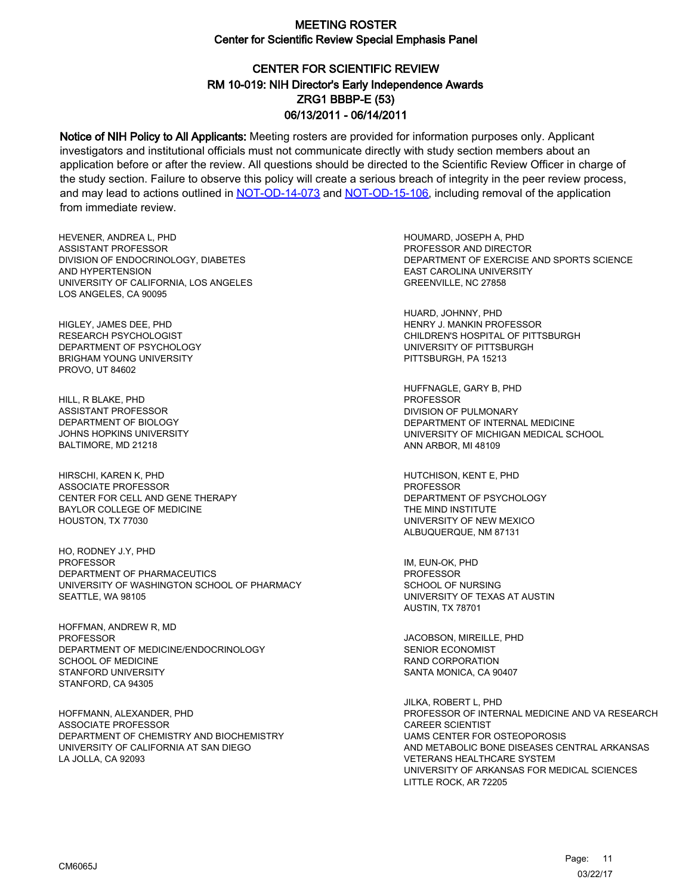# MEETING ROSTER
## Center for Scientific Review Special Emphasis Panel

## CENTER FOR SCIENTIFIC REVIEW
## RM 10-019: NIH Director's Early Independence Awards
## ZRG1 BBBP-E (53)
## 06/13/2011 - 06/14/2011

**Notice of NIH Policy to All Applicants:** Meeting rosters are provided for information purposes only. Applicant investigators and institutional officials must not communicate directly with study section members about an application before or after the review. All questions should be directed to the Scientific Review Officer in charge of the study section. Failure to observe this policy will create a serious breach of integrity in the peer review process, and may lead to actions outlined in NOT-OD-14-073 and NOT-OD-15-106, including removal of the application from immediate review.

HEVENER, ANDREA L, PHD
ASSISTANT PROFESSOR
DIVISION OF ENDOCRINOLOGY, DIABETES AND HYPERTENSION
UNIVERSITY OF CALIFORNIA, LOS ANGELES
LOS ANGELES, CA 90095

HIGLEY, JAMES DEE, PHD
RESEARCH PSYCHOLOGIST
DEPARTMENT OF PSYCHOLOGY
BRIGHAM YOUNG UNIVERSITY
PROVO, UT 84602

HILL, R BLAKE, PHD
ASSISTANT PROFESSOR
DEPARTMENT OF BIOLOGY
JOHNS HOPKINS UNIVERSITY
BALTIMORE, MD 21218

HIRSCHI, KAREN K, PHD
ASSOCIATE PROFESSOR
CENTER FOR CELL AND GENE THERAPY
BAYLOR COLLEGE OF MEDICINE
HOUSTON, TX 77030

HO, RODNEY J.Y, PHD
PROFESSOR
DEPARTMENT OF PHARMACEUTICS
UNIVERSITY OF WASHINGTON SCHOOL OF PHARMACY
SEATTLE, WA 98105

HOFFMAN, ANDREW R, MD
PROFESSOR
DEPARTMENT OF MEDICINE/ENDOCRINOLOGY
SCHOOL OF MEDICINE
STANFORD UNIVERSITY
STANFORD, CA 94305

HOFFMANN, ALEXANDER, PHD
ASSOCIATE PROFESSOR
DEPARTMENT OF CHEMISTRY AND BIOCHEMISTRY
UNIVERSITY OF CALIFORNIA AT SAN DIEGO
LA JOLLA, CA 92093

HOUMARD, JOSEPH A, PHD
PROFESSOR AND DIRECTOR
DEPARTMENT OF EXERCISE AND SPORTS SCIENCE
EAST CAROLINA UNIVERSITY
GREENVILLE, NC 27858

HUARD, JOHNNY, PHD
HENRY J. MANKIN PROFESSOR
CHILDREN'S HOSPITAL OF PITTSBURGH
UNIVERSITY OF PITTSBURGH
PITTSBURGH, PA 15213

HUFFNAGLE, GARY B, PHD
PROFESSOR
DIVISION OF PULMONARY
DEPARTMENT OF INTERNAL MEDICINE
UNIVERSITY OF MICHIGAN MEDICAL SCHOOL
ANN ARBOR, MI 48109

HUTCHISON, KENT E, PHD
PROFESSOR
DEPARTMENT OF PSYCHOLOGY
THE MIND INSTITUTE
UNIVERSITY OF NEW MEXICO
ALBUQUERQUE, NM 87131

IM, EUN-OK, PHD
PROFESSOR
SCHOOL OF NURSING
UNIVERSITY OF TEXAS AT AUSTIN
AUSTIN, TX 78701

JACOBSON, MIREILLE, PHD
SENIOR ECONOMIST
RAND CORPORATION
SANTA MONICA, CA 90407

JILKA, ROBERT L, PHD
PROFESSOR OF INTERNAL MEDICINE AND VA RESEARCH CAREER SCIENTIST
UAMS CENTER FOR OSTEOPOROSIS AND METABOLIC BONE DISEASES CENTRAL ARKANSAS VETERANS HEALTHCARE SYSTEM
UNIVERSITY OF ARKANSAS FOR MEDICAL SCIENCES
LITTLE ROCK, AR 72205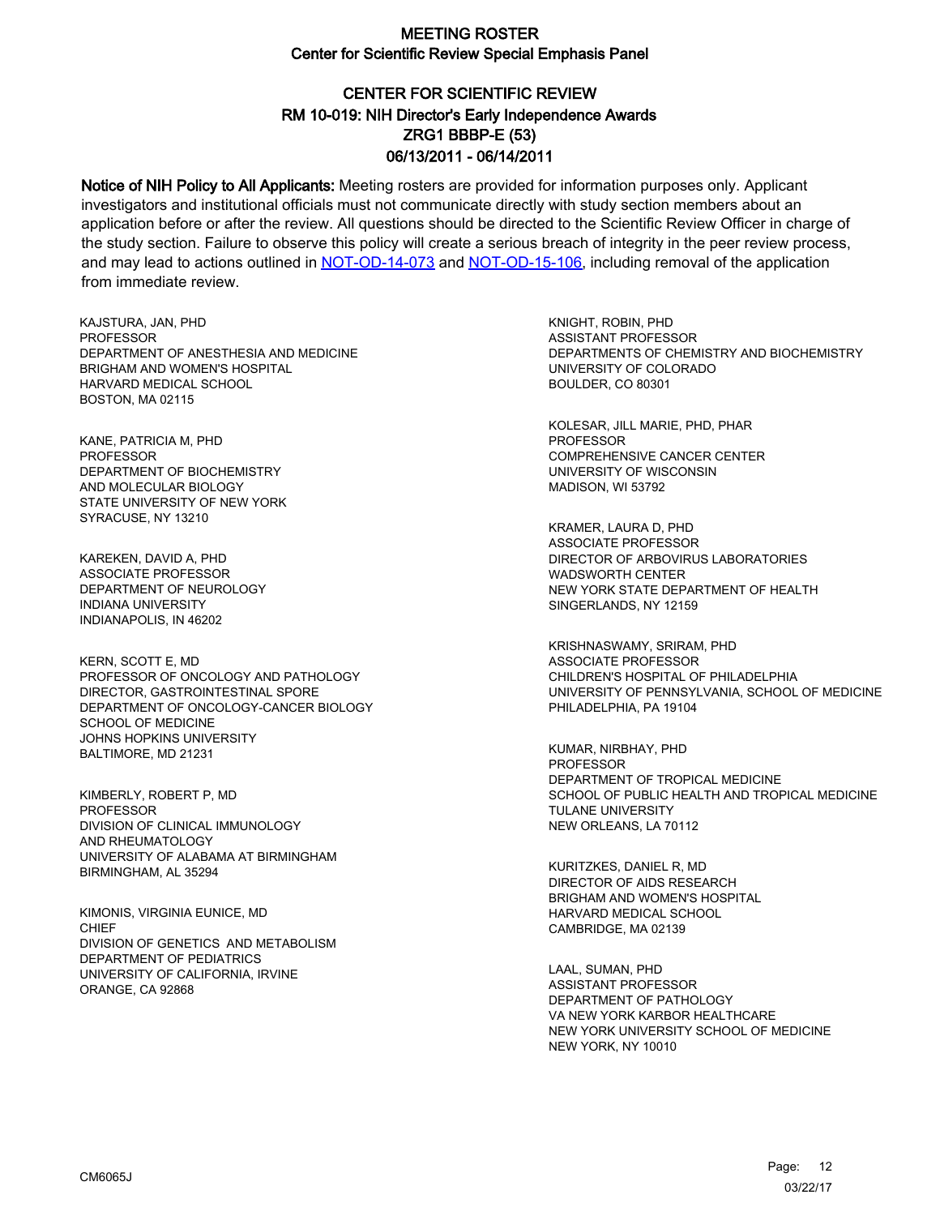# MEETING ROSTER
## Center for Scientific Review Special Emphasis Panel

### CENTER FOR SCIENTIFIC REVIEW
### RM 10-019: NIH Director's Early Independence Awards
### ZRG1 BBBP-E (53)
### 06/13/2011 - 06/14/2011

**Notice of NIH Policy to All Applicants:** Meeting rosters are provided for information purposes only. Applicant investigators and institutional officials must not communicate directly with study section members about an application before or after the review. All questions should be directed to the Scientific Review Officer in charge of the study section. Failure to observe this policy will create a serious breach of integrity in the peer review process, and may lead to actions outlined in NOT-OD-14-073 and NOT-OD-15-106, including removal of the application from immediate review.

KAJSTURA, JAN, PHD
PROFESSOR
DEPARTMENT OF ANESTHESIA AND MEDICINE
BRIGHAM AND WOMEN'S HOSPITAL
HARVARD MEDICAL SCHOOL
BOSTON, MA 02115

KANE, PATRICIA M, PHD
PROFESSOR
DEPARTMENT OF BIOCHEMISTRY
AND MOLECULAR BIOLOGY
STATE UNIVERSITY OF NEW YORK
SYRACUSE, NY 13210

KAREKEN, DAVID A, PHD
ASSOCIATE PROFESSOR
DEPARTMENT OF NEUROLOGY
INDIANA UNIVERSITY
INDIANAPOLIS, IN 46202

KERN, SCOTT E, MD
PROFESSOR OF ONCOLOGY AND PATHOLOGY
DIRECTOR, GASTROINTESTINAL SPORE
DEPARTMENT OF ONCOLOGY-CANCER BIOLOGY
SCHOOL OF MEDICINE
JOHNS HOPKINS UNIVERSITY
BALTIMORE, MD 21231

KIMBERLY, ROBERT P, MD
PROFESSOR
DIVISION OF CLINICAL IMMUNOLOGY
AND RHEUMATOLOGY
UNIVERSITY OF ALABAMA AT BIRMINGHAM
BIRMINGHAM, AL 35294

KIMONIS, VIRGINIA EUNICE, MD
CHIEF
DIVISION OF GENETICS AND METABOLISM
DEPARTMENT OF PEDIATRICS
UNIVERSITY OF CALIFORNIA, IRVINE
ORANGE, CA 92868

KNIGHT, ROBIN, PHD
ASSISTANT PROFESSOR
DEPARTMENTS OF CHEMISTRY AND BIOCHEMISTRY
UNIVERSITY OF COLORADO
BOULDER, CO 80301

KOLESAR, JILL MARIE, PHD, PHAR
PROFESSOR
COMPREHENSIVE CANCER CENTER
UNIVERSITY OF WISCONSIN
MADISON, WI 53792

KRAMER, LAURA D, PHD
ASSOCIATE PROFESSOR
DIRECTOR OF ARBOVIRUS LABORATORIES
WADSWORTH CENTER
NEW YORK STATE DEPARTMENT OF HEALTH
SINGERLANDS, NY 12159

KRISHNASWAMY, SRIRAM, PHD
ASSOCIATE PROFESSOR
CHILDREN'S HOSPITAL OF PHILADELPHIA
UNIVERSITY OF PENNSYLVANIA, SCHOOL OF MEDICINE
PHILADELPHIA, PA 19104

KUMAR, NIRBHAY, PHD
PROFESSOR
DEPARTMENT OF TROPICAL MEDICINE
SCHOOL OF PUBLIC HEALTH AND TROPICAL MEDICINE
TULANE UNIVERSITY
NEW ORLEANS, LA 70112

KURITZKES, DANIEL R, MD
DIRECTOR OF AIDS RESEARCH
BRIGHAM AND WOMEN'S HOSPITAL
HARVARD MEDICAL SCHOOL
CAMBRIDGE, MA 02139

LAAL, SUMAN, PHD
ASSISTANT PROFESSOR
DEPARTMENT OF PATHOLOGY
VA NEW YORK KARBOR HEALTHCARE
NEW YORK UNIVERSITY SCHOOL OF MEDICINE
NEW YORK, NY 10010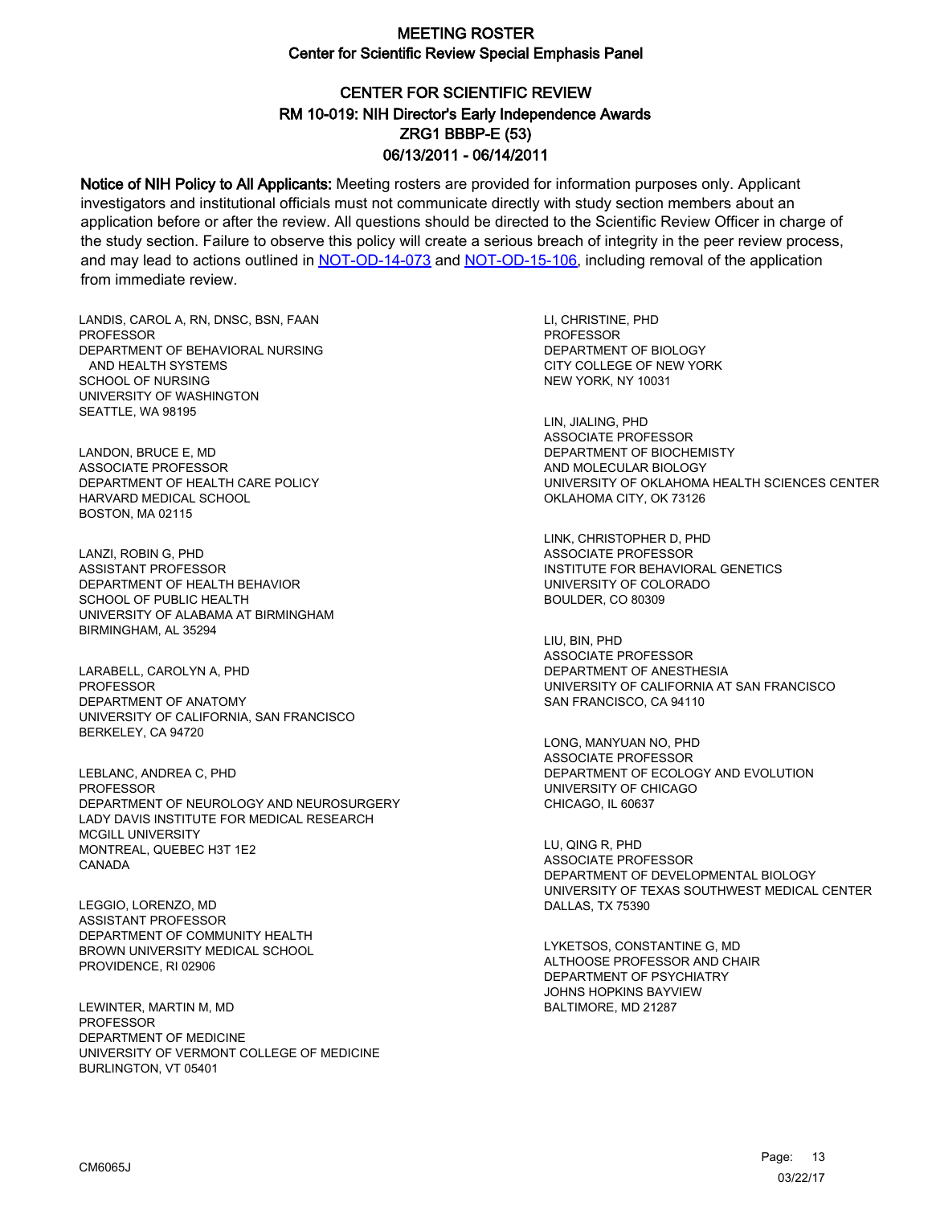# MEETING ROSTER

## Center for Scientific Review Special Emphasis Panel

## CENTER FOR SCIENTIFIC REVIEW
## RM 10-019: NIH Director's Early Independence Awards
## ZRG1 BBBP-E (53)
## 06/13/2011 - 06/14/2011

**Notice of NIH Policy to All Applicants:** Meeting rosters are provided for information purposes only. Applicant investigators and institutional officials must not communicate directly with study section members about an application before or after the review. All questions should be directed to the Scientific Review Officer in charge of the study section. Failure to observe this policy will create a serious breach of integrity in the peer review process, and may lead to actions outlined in NOT-OD-14-073 and NOT-OD-15-106, including removal of the application from immediate review.

LANDIS, CAROL A, RN, DNSC, BSN, FAAN
PROFESSOR
DEPARTMENT OF BEHAVIORAL NURSING
AND HEALTH SYSTEMS
SCHOOL OF NURSING
UNIVERSITY OF WASHINGTON
SEATTLE, WA 98195

LANDON, BRUCE E, MD
ASSOCIATE PROFESSOR
DEPARTMENT OF HEALTH CARE POLICY
HARVARD MEDICAL SCHOOL
BOSTON, MA 02115

LANZI, ROBIN G, PHD
ASSISTANT PROFESSOR
DEPARTMENT OF HEALTH BEHAVIOR
SCHOOL OF PUBLIC HEALTH
UNIVERSITY OF ALABAMA AT BIRMINGHAM
BIRMINGHAM, AL 35294

LARABELL, CAROLYN A, PHD
PROFESSOR
DEPARTMENT OF ANATOMY
UNIVERSITY OF CALIFORNIA, SAN FRANCISCO
BERKELEY, CA 94720

LEBLANC, ANDREA C, PHD
PROFESSOR
DEPARTMENT OF NEUROLOGY AND NEUROSURGERY
LADY DAVIS INSTITUTE FOR MEDICAL RESEARCH
MCGILL UNIVERSITY
MONTREAL, QUEBEC H3T 1E2
CANADA

LEGGIO, LORENZO, MD
ASSISTANT PROFESSOR
DEPARTMENT OF COMMUNITY HEALTH
BROWN UNIVERSITY MEDICAL SCHOOL
PROVIDENCE, RI 02906

LEWINTER, MARTIN M, MD
PROFESSOR
DEPARTMENT OF MEDICINE
UNIVERSITY OF VERMONT COLLEGE OF MEDICINE
BURLINGTON, VT 05401

LI, CHRISTINE, PHD
PROFESSOR
DEPARTMENT OF BIOLOGY
CITY COLLEGE OF NEW YORK
NEW YORK, NY 10031

LIN, JIALING, PHD
ASSOCIATE PROFESSOR
DEPARTMENT OF BIOCHEMISTY
AND MOLECULAR BIOLOGY
UNIVERSITY OF OKLAHOMA HEALTH SCIENCES CENTER
OKLAHOMA CITY, OK 73126

LINK, CHRISTOPHER D, PHD
ASSOCIATE PROFESSOR
INSTITUTE FOR BEHAVIORAL GENETICS
UNIVERSITY OF COLORADO
BOULDER, CO 80309

LIU, BIN, PHD
ASSOCIATE PROFESSOR
DEPARTMENT OF ANESTHESIA
UNIVERSITY OF CALIFORNIA AT SAN FRANCISCO
SAN FRANCISCO, CA 94110

LONG, MANYUAN NO, PHD
ASSOCIATE PROFESSOR
DEPARTMENT OF ECOLOGY AND EVOLUTION
UNIVERSITY OF CHICAGO
CHICAGO, IL 60637

LU, QING R, PHD
ASSOCIATE PROFESSOR
DEPARTMENT OF DEVELOPMENTAL BIOLOGY
UNIVERSITY OF TEXAS SOUTHWEST MEDICAL CENTER
DALLAS, TX 75390

LYKETSOS, CONSTANTINE G, MD
ALTHOOSE PROFESSOR AND CHAIR
DEPARTMENT OF PSYCHIATRY
JOHNS HOPKINS BAYVIEW
BALTIMORE, MD 21287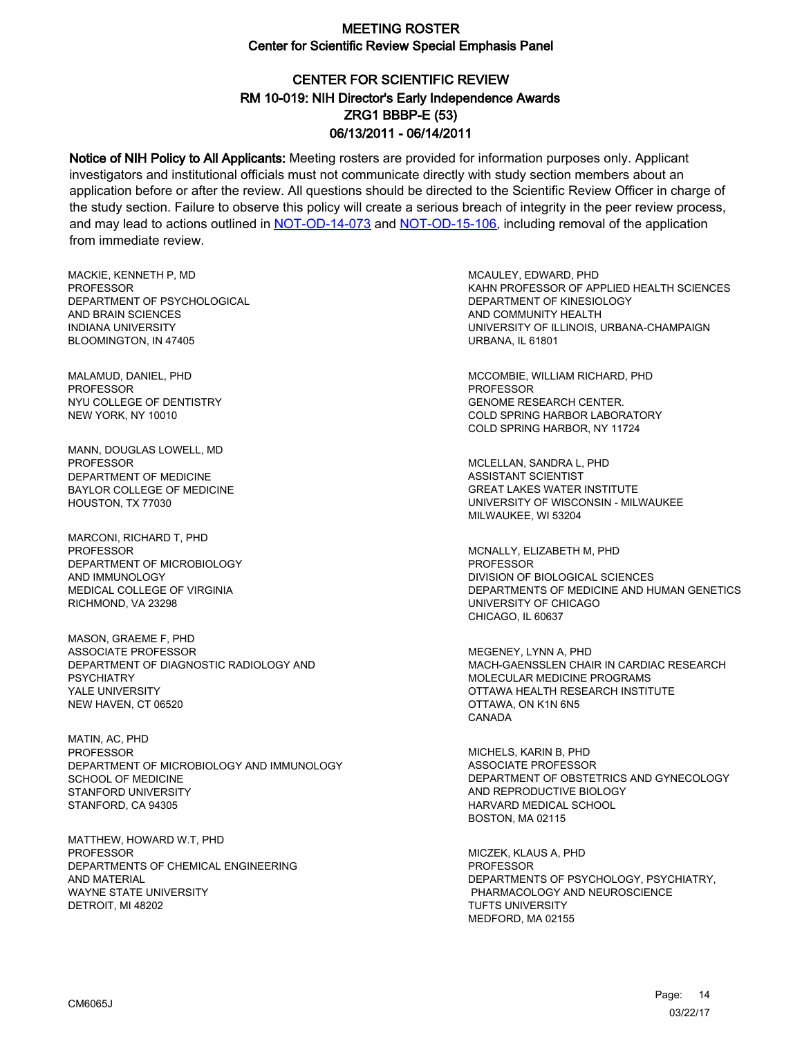# MEETING ROSTER
## Center for Scientific Review Special Emphasis Panel

## CENTER FOR SCIENTIFIC REVIEW
## RM 10-019: NIH Director's Early Independence Awards
## ZRG1 BBBP-E (53)
## 06/13/2011 - 06/14/2011

**Notice of NIH Policy to All Applicants:** Meeting rosters are provided for information purposes only. Applicant investigators and institutional officials must not communicate directly with study section members about an application before or after the review. All questions should be directed to the Scientific Review Officer in charge of the study section. Failure to observe this policy will create a serious breach of integrity in the peer review process, and may lead to actions outlined in NOT-OD-14-073 and NOT-OD-15-106, including removal of the application from immediate review.

MACKIE, KENNETH P, MD
PROFESSOR
DEPARTMENT OF PSYCHOLOGICAL
AND BRAIN SCIENCES
INDIANA UNIVERSITY
BLOOMINGTON, IN 47405

MALAMUD, DANIEL, PHD
PROFESSOR
NYU COLLEGE OF DENTISTRY
NEW YORK, NY 10010

MANN, DOUGLAS LOWELL, MD
PROFESSOR
DEPARTMENT OF MEDICINE
BAYLOR COLLEGE OF MEDICINE
HOUSTON, TX 77030

MARCONI, RICHARD T, PHD
PROFESSOR
DEPARTMENT OF MICROBIOLOGY
AND IMMUNOLOGY
MEDICAL COLLEGE OF VIRGINIA
RICHMOND, VA 23298

MASON, GRAEME F, PHD
ASSOCIATE PROFESSOR
DEPARTMENT OF DIAGNOSTIC RADIOLOGY AND
PSYCHIATRY
YALE UNIVERSITY
NEW HAVEN, CT 06520

MATIN, AC, PHD
PROFESSOR
DEPARTMENT OF MICROBIOLOGY AND IMMUNOLOGY
SCHOOL OF MEDICINE
STANFORD UNIVERSITY
STANFORD, CA 94305

MATTHEW, HOWARD W.T, PHD
PROFESSOR
DEPARTMENTS OF CHEMICAL ENGINEERING
AND MATERIAL
WAYNE STATE UNIVERSITY
DETROIT, MI 48202

MCAULEY, EDWARD, PHD
KAHN PROFESSOR OF APPLIED HEALTH SCIENCES
DEPARTMENT OF KINESIOLOGY
AND COMMUNITY HEALTH
UNIVERSITY OF ILLINOIS, URBANA-CHAMPAIGN
URBANA, IL 61801

MCCOMBIE, WILLIAM RICHARD, PHD
PROFESSOR
GENOME RESEARCH CENTER.
COLD SPRING HARBOR LABORATORY
COLD SPRING HARBOR, NY 11724

MCLELLAN, SANDRA L, PHD
ASSISTANT SCIENTIST
GREAT LAKES WATER INSTITUTE
UNIVERSITY OF WISCONSIN - MILWAUKEE
MILWAUKEE, WI 53204

MCNALLY, ELIZABETH M, PHD
PROFESSOR
DIVISION OF BIOLOGICAL SCIENCES
DEPARTMENTS OF MEDICINE AND HUMAN GENETICS
UNIVERSITY OF CHICAGO
CHICAGO, IL 60637

MEGENEY, LYNN A, PHD
MACH-GAENSSLEN CHAIR IN CARDIAC RESEARCH
MOLECULAR MEDICINE PROGRAMS
OTTAWA HEALTH RESEARCH INSTITUTE
OTTAWA, ON K1N 6N5
CANADA

MICHELS, KARIN B, PHD
ASSOCIATE PROFESSOR
DEPARTMENT OF OBSTETRICS AND GYNECOLOGY
AND REPRODUCTIVE BIOLOGY
HARVARD MEDICAL SCHOOL
BOSTON, MA 02115

MICZEK, KLAUS A, PHD
PROFESSOR
DEPARTMENTS OF PSYCHOLOGY, PSYCHIATRY,
PHARMACOLOGY AND NEUROSCIENCE
TUFTS UNIVERSITY
MEDFORD, MA 02155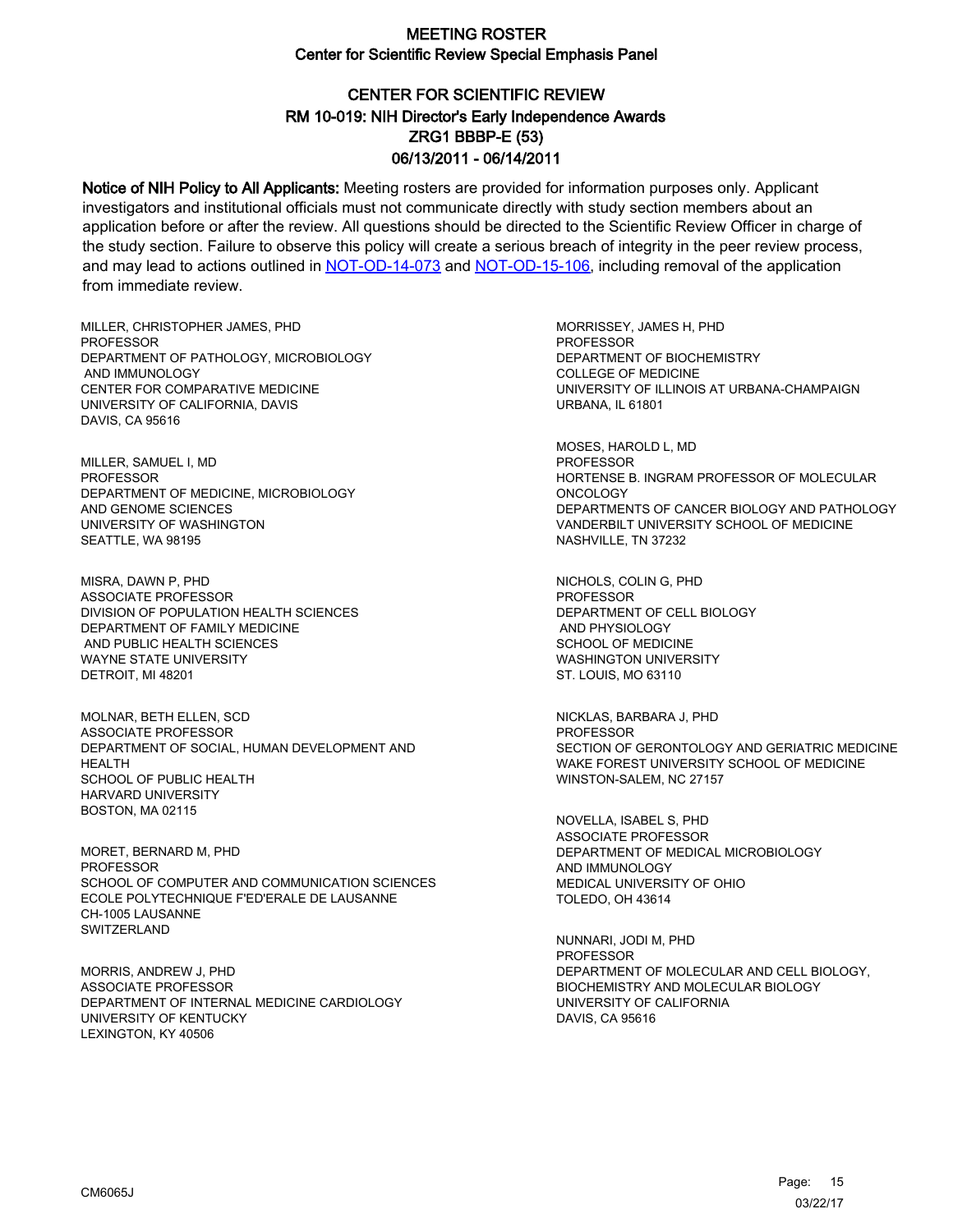# MEETING ROSTER

## Center for Scientific Review Special Emphasis Panel

### CENTER FOR SCIENTIFIC REVIEW
### RM 10-019: NIH Director's Early Independence Awards
### ZRG1 BBBP-E (53)
### 06/13/2011 - 06/14/2011

**Notice of NIH Policy to All Applicants:** Meeting rosters are provided for information purposes only. Applicant investigators and institutional officials must not communicate directly with study section members about an application before or after the review. All questions should be directed to the Scientific Review Officer in charge of the study section. Failure to observe this policy will create a serious breach of integrity in the peer review process, and may lead to actions outlined in NOT-OD-14-073 and NOT-OD-15-106, including removal of the application from immediate review.

MILLER, CHRISTOPHER JAMES, PHD
PROFESSOR
DEPARTMENT OF PATHOLOGY, MICROBIOLOGY
AND IMMUNOLOGY
CENTER FOR COMPARATIVE MEDICINE
UNIVERSITY OF CALIFORNIA, DAVIS
DAVIS, CA 95616

MILLER, SAMUEL I, MD
PROFESSOR
DEPARTMENT OF MEDICINE, MICROBIOLOGY
AND GENOME SCIENCES
UNIVERSITY OF WASHINGTON
SEATTLE, WA 98195

MISRA, DAWN P, PHD
ASSOCIATE PROFESSOR
DIVISION OF POPULATION HEALTH SCIENCES
DEPARTMENT OF FAMILY MEDICINE
AND PUBLIC HEALTH SCIENCES
WAYNE STATE UNIVERSITY
DETROIT, MI 48201

MOLNAR, BETH ELLEN, SCD
ASSOCIATE PROFESSOR
DEPARTMENT OF SOCIAL, HUMAN DEVELOPMENT AND
HEALTH
SCHOOL OF PUBLIC HEALTH
HARVARD UNIVERSITY
BOSTON, MA 02115

MORET, BERNARD M, PHD
PROFESSOR
SCHOOL OF COMPUTER AND COMMUNICATION SCIENCES
ECOLE POLYTECHNIQUE F'ED'ERALE DE LAUSANNE
CH-1005 LAUSANNE
SWITZERLAND

MORRIS, ANDREW J, PHD
ASSOCIATE PROFESSOR
DEPARTMENT OF INTERNAL MEDICINE CARDIOLOGY
UNIVERSITY OF KENTUCKY
LEXINGTON, KY 40506

MORRISSEY, JAMES H, PHD
PROFESSOR
DEPARTMENT OF BIOCHEMISTRY
COLLEGE OF MEDICINE
UNIVERSITY OF ILLINOIS AT URBANA-CHAMPAIGN
URBANA, IL 61801

MOSES, HAROLD L, MD
PROFESSOR
HORTENSE B. INGRAM PROFESSOR OF MOLECULAR
ONCOLOGY
DEPARTMENTS OF CANCER BIOLOGY AND PATHOLOGY
VANDERBILT UNIVERSITY SCHOOL OF MEDICINE
NASHVILLE, TN 37232

NICHOLS, COLIN G, PHD
PROFESSOR
DEPARTMENT OF CELL BIOLOGY
AND PHYSIOLOGY
SCHOOL OF MEDICINE
WASHINGTON UNIVERSITY
ST. LOUIS, MO 63110

NICKLAS, BARBARA J, PHD
PROFESSOR
SECTION OF GERONTOLOGY AND GERIATRIC MEDICINE
WAKE FOREST UNIVERSITY SCHOOL OF MEDICINE
WINSTON-SALEM, NC 27157

NOVELLA, ISABEL S, PHD
ASSOCIATE PROFESSOR
DEPARTMENT OF MEDICAL MICROBIOLOGY
AND IMMUNOLOGY
MEDICAL UNIVERSITY OF OHIO
TOLEDO, OH 43614

NUNNARI, JODI M, PHD
PROFESSOR
DEPARTMENT OF MOLECULAR AND CELL BIOLOGY,
BIOCHEMISTRY AND MOLECULAR BIOLOGY
UNIVERSITY OF CALIFORNIA
DAVIS, CA 95616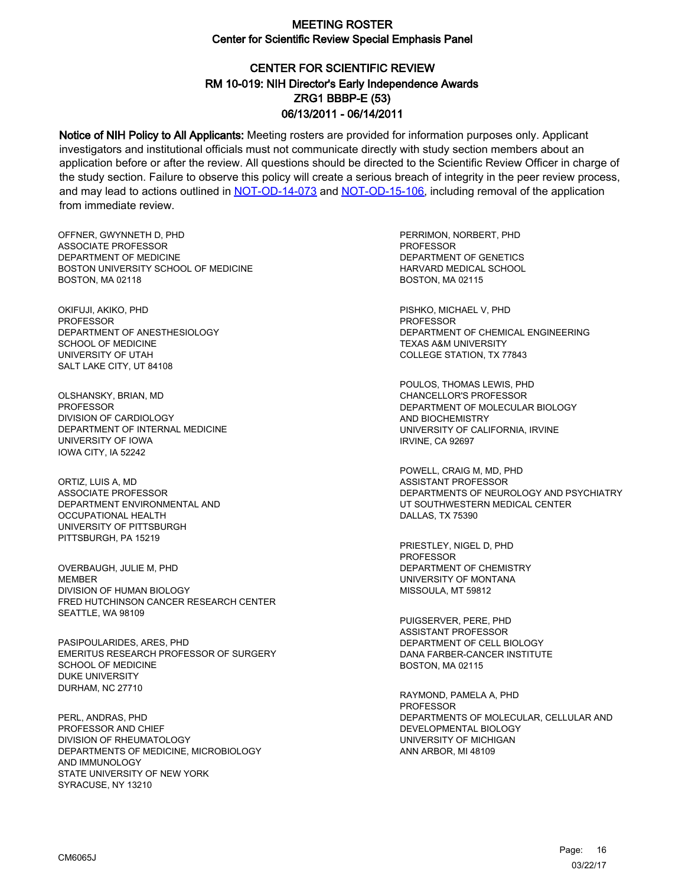# MEETING ROSTER
## Center for Scientific Review Special Emphasis Panel

## CENTER FOR SCIENTIFIC REVIEW
## RM 10-019: NIH Director's Early Independence Awards
## ZRG1 BBBP-E (53)
## 06/13/2011 - 06/14/2011

**Notice of NIH Policy to All Applicants:** Meeting rosters are provided for information purposes only. Applicant investigators and institutional officials must not communicate directly with study section members about an application before or after the review. All questions should be directed to the Scientific Review Officer in charge of the study section. Failure to observe this policy will create a serious breach of integrity in the peer review process, and may lead to actions outlined in NOT-OD-14-073 and NOT-OD-15-106, including removal of the application from immediate review.

OFFNER, GWYNNETH D, PHD
ASSOCIATE PROFESSOR
DEPARTMENT OF MEDICINE
BOSTON UNIVERSITY SCHOOL OF MEDICINE
BOSTON, MA 02118

OKIFUJI, AKIKO, PHD
PROFESSOR
DEPARTMENT OF ANESTHESIOLOGY
SCHOOL OF MEDICINE
UNIVERSITY OF UTAH
SALT LAKE CITY, UT 84108

OLSHANSKY, BRIAN, MD
PROFESSOR
DIVISION OF CARDIOLOGY
DEPARTMENT OF INTERNAL MEDICINE
UNIVERSITY OF IOWA
IOWA CITY, IA 52242

ORTIZ, LUIS A, MD
ASSOCIATE PROFESSOR
DEPARTMENT ENVIRONMENTAL AND
OCCUPATIONAL HEALTH
UNIVERSITY OF PITTSBURGH
PITTSBURGH, PA 15219

OVERBAUGH, JULIE M, PHD
MEMBER
DIVISION OF HUMAN BIOLOGY
FRED HUTCHINSON CANCER RESEARCH CENTER
SEATTLE, WA 98109

PASIPOULARIDES, ARES, PHD
EMERITUS RESEARCH PROFESSOR OF SURGERY
SCHOOL OF MEDICINE
DUKE UNIVERSITY
DURHAM, NC 27710

PERL, ANDRAS, PHD
PROFESSOR AND CHIEF
DIVISION OF RHEUMATOLOGY
DEPARTMENTS OF MEDICINE, MICROBIOLOGY
AND IMMUNOLOGY
STATE UNIVERSITY OF NEW YORK
SYRACUSE, NY 13210

PERRIMON, NORBERT, PHD
PROFESSOR
DEPARTMENT OF GENETICS
HARVARD MEDICAL SCHOOL
BOSTON, MA 02115

PISHKO, MICHAEL V, PHD
PROFESSOR
DEPARTMENT OF CHEMICAL ENGINEERING
TEXAS A&M UNIVERSITY
COLLEGE STATION, TX 77843

POULOS, THOMAS LEWIS, PHD
CHANCELLOR'S PROFESSOR
DEPARTMENT OF MOLECULAR BIOLOGY
AND BIOCHEMISTRY
UNIVERSITY OF CALIFORNIA, IRVINE
IRVINE, CA 92697

POWELL, CRAIG M, MD, PHD
ASSISTANT PROFESSOR
DEPARTMENTS OF NEUROLOGY AND PSYCHIATRY
UT SOUTHWESTERN MEDICAL CENTER
DALLAS, TX 75390

PRIESTLEY, NIGEL D, PHD
PROFESSOR
DEPARTMENT OF CHEMISTRY
UNIVERSITY OF MONTANA
MISSOULA, MT 59812

PUIGSERVER, PERE, PHD
ASSISTANT PROFESSOR
DEPARTMENT OF CELL BIOLOGY
DANA FARBER-CANCER INSTITUTE
BOSTON, MA 02115

RAYMOND, PAMELA A, PHD
PROFESSOR
DEPARTMENTS OF MOLECULAR, CELLULAR AND
DEVELOPMENTAL BIOLOGY
UNIVERSITY OF MICHIGAN
ANN ARBOR, MI 48109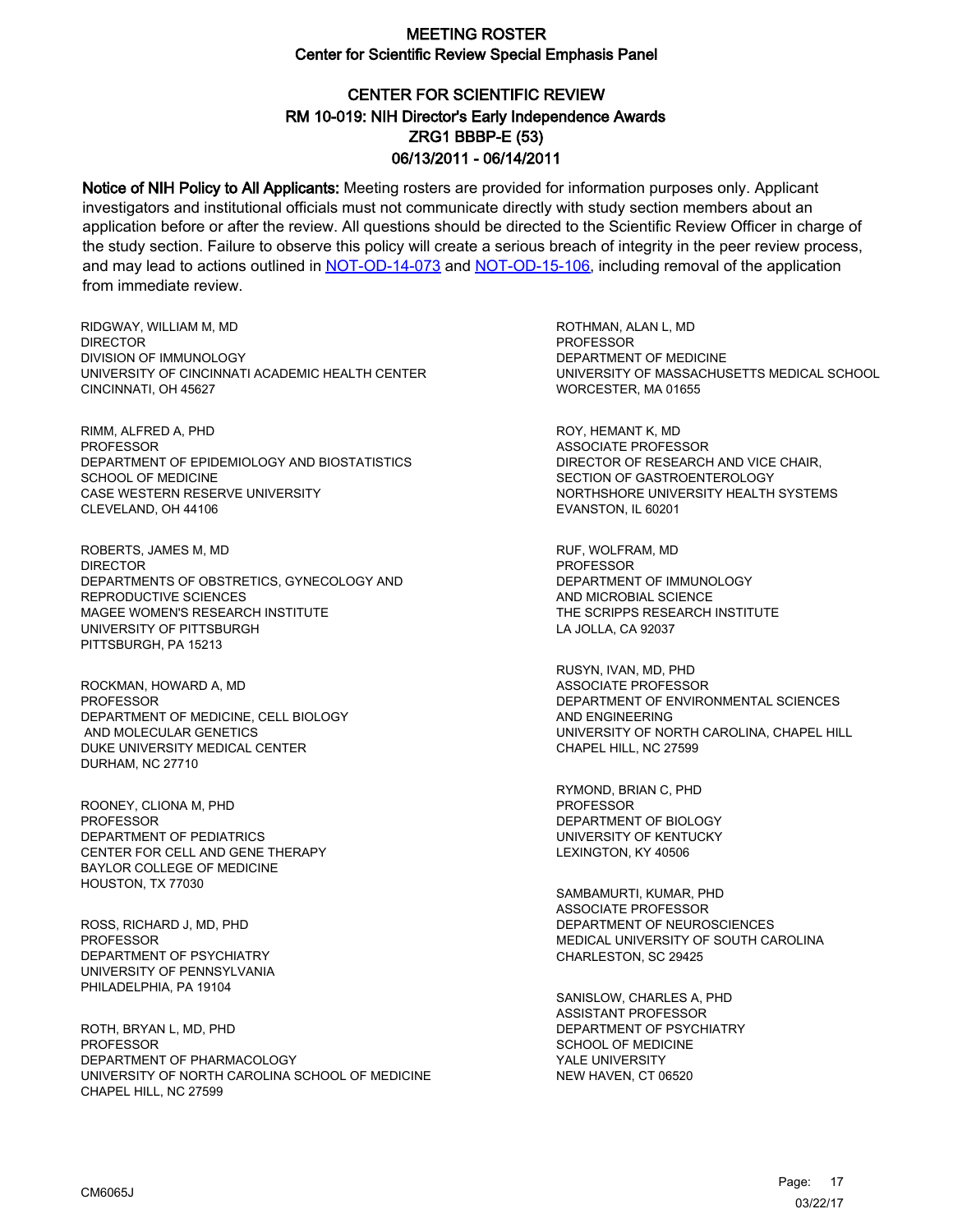# MEETING ROSTER
## Center for Scientific Review Special Emphasis Panel

### CENTER FOR SCIENTIFIC REVIEW
### RM 10-019: NIH Director's Early Independence Awards
### ZRG1 BBBP-E (53)
### 06/13/2011 - 06/14/2011

**Notice of NIH Policy to All Applicants:** Meeting rosters are provided for information purposes only. Applicant investigators and institutional officials must not communicate directly with study section members about an application before or after the review. All questions should be directed to the Scientific Review Officer in charge of the study section. Failure to observe this policy will create a serious breach of integrity in the peer review process, and may lead to actions outlined in NOT-OD-14-073 and NOT-OD-15-106, including removal of the application from immediate review.

RIDGWAY, WILLIAM M, MD
DIRECTOR
DIVISION OF IMMUNOLOGY
UNIVERSITY OF CINCINNATI ACADEMIC HEALTH CENTER
CINCINNATI, OH 45627

RIMM, ALFRED A, PHD
PROFESSOR
DEPARTMENT OF EPIDEMIOLOGY AND BIOSTATISTICS
SCHOOL OF MEDICINE
CASE WESTERN RESERVE UNIVERSITY
CLEVELAND, OH 44106

ROBERTS, JAMES M, MD
DIRECTOR
DEPARTMENTS OF OBSTRETICS, GYNECOLOGY AND REPRODUCTIVE SCIENCES
MAGEE WOMEN'S RESEARCH INSTITUTE
UNIVERSITY OF PITTSBURGH
PITTSBURGH, PA 15213

ROCKMAN, HOWARD A, MD
PROFESSOR
DEPARTMENT OF MEDICINE, CELL BIOLOGY AND MOLECULAR GENETICS
DUKE UNIVERSITY MEDICAL CENTER
DURHAM, NC 27710

ROONEY, CLIONA M, PHD
PROFESSOR
DEPARTMENT OF PEDIATRICS
CENTER FOR CELL AND GENE THERAPY
BAYLOR COLLEGE OF MEDICINE
HOUSTON, TX 77030

ROSS, RICHARD J, MD, PHD
PROFESSOR
DEPARTMENT OF PSYCHIATRY
UNIVERSITY OF PENNSYLVANIA
PHILADELPHIA, PA 19104

ROTH, BRYAN L, MD, PHD
PROFESSOR
DEPARTMENT OF PHARMACOLOGY
UNIVERSITY OF NORTH CAROLINA SCHOOL OF MEDICINE
CHAPEL HILL, NC 27599

ROTHMAN, ALAN L, MD
PROFESSOR
DEPARTMENT OF MEDICINE
UNIVERSITY OF MASSACHUSETTS MEDICAL SCHOOL
WORCESTER, MA 01655

ROY, HEMANT K, MD
ASSOCIATE PROFESSOR
DIRECTOR OF RESEARCH AND VICE CHAIR, SECTION OF GASTROENTEROLOGY
NORTHSHORE UNIVERSITY HEALTH SYSTEMS
EVANSTON, IL 60201

RUF, WOLFRAM, MD
PROFESSOR
DEPARTMENT OF IMMUNOLOGY AND MICROBIAL SCIENCE
THE SCRIPPS RESEARCH INSTITUTE
LA JOLLA, CA 92037

RUSYN, IVAN, MD, PHD
ASSOCIATE PROFESSOR
DEPARTMENT OF ENVIRONMENTAL SCIENCES AND ENGINEERING
UNIVERSITY OF NORTH CAROLINA, CHAPEL HILL
CHAPEL HILL, NC 27599

RYMOND, BRIAN C, PHD
PROFESSOR
DEPARTMENT OF BIOLOGY
UNIVERSITY OF KENTUCKY
LEXINGTON, KY 40506

SAMBAMURTI, KUMAR, PHD
ASSOCIATE PROFESSOR
DEPARTMENT OF NEUROSCIENCES
MEDICAL UNIVERSITY OF SOUTH CAROLINA
CHARLESTON, SC 29425

SANISLOW, CHARLES A, PHD
ASSISTANT PROFESSOR
DEPARTMENT OF PSYCHIATRY
SCHOOL OF MEDICINE
YALE UNIVERSITY
NEW HAVEN, CT 06520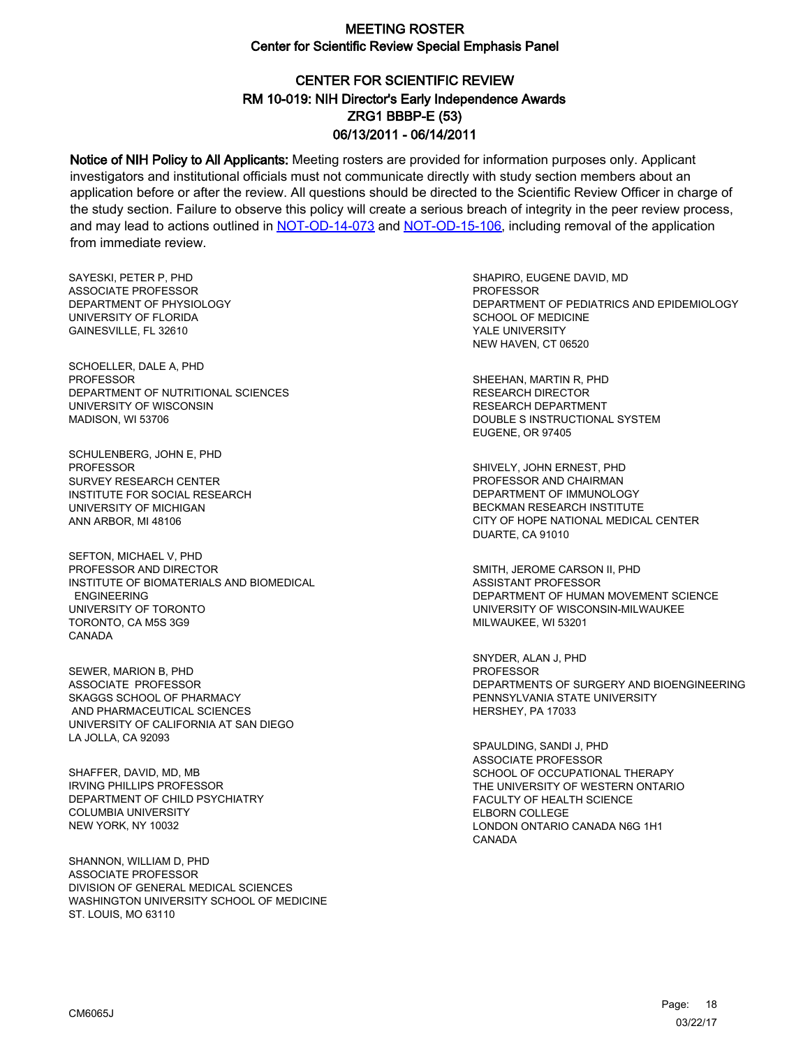# MEETING ROSTER
## Center for Scientific Review Special Emphasis Panel

## CENTER FOR SCIENTIFIC REVIEW
### RM 10-019: NIH Director's Early Independence Awards
### ZRG1 BBBP-E (53)
### 06/13/2011 - 06/14/2011

**Notice of NIH Policy to All Applicants:** Meeting rosters are provided for information purposes only. Applicant investigators and institutional officials must not communicate directly with study section members about an application before or after the review. All questions should be directed to the Scientific Review Officer in charge of the study section. Failure to observe this policy will create a serious breach of integrity in the peer review process, and may lead to actions outlined in NOT-OD-14-073 and NOT-OD-15-106, including removal of the application from immediate review.

SAYESKI, PETER P, PHD
ASSOCIATE PROFESSOR
DEPARTMENT OF PHYSIOLOGY
UNIVERSITY OF FLORIDA
GAINESVILLE, FL 32610

SCHOELLER, DALE A, PHD
PROFESSOR
DEPARTMENT OF NUTRITIONAL SCIENCES
UNIVERSITY OF WISCONSIN
MADISON, WI 53706

SCHULENBERG, JOHN E, PHD
PROFESSOR
SURVEY RESEARCH CENTER
INSTITUTE FOR SOCIAL RESEARCH
UNIVERSITY OF MICHIGAN
ANN ARBOR, MI 48106

SEFTON, MICHAEL V, PHD
PROFESSOR AND DIRECTOR
INSTITUTE OF BIOMATERIALS AND BIOMEDICAL ENGINEERING
UNIVERSITY OF TORONTO
TORONTO, CA M5S 3G9
CANADA

SEWER, MARION B, PHD
ASSOCIATE PROFESSOR
SKAGGS SCHOOL OF PHARMACY AND PHARMACEUTICAL SCIENCES
UNIVERSITY OF CALIFORNIA AT SAN DIEGO
LA JOLLA, CA 92093

SHAFFER, DAVID, MD, MB
IRVING PHILLIPS PROFESSOR
DEPARTMENT OF CHILD PSYCHIATRY
COLUMBIA UNIVERSITY
NEW YORK, NY 10032

SHANNON, WILLIAM D, PHD
ASSOCIATE PROFESSOR
DIVISION OF GENERAL MEDICAL SCIENCES
WASHINGTON UNIVERSITY SCHOOL OF MEDICINE
ST. LOUIS, MO 63110

SHAPIRO, EUGENE DAVID, MD
PROFESSOR
DEPARTMENT OF PEDIATRICS AND EPIDEMIOLOGY
SCHOOL OF MEDICINE
YALE UNIVERSITY
NEW HAVEN, CT 06520

SHEEHAN, MARTIN R, PHD
RESEARCH DIRECTOR
RESEARCH DEPARTMENT
DOUBLE S INSTRUCTIONAL SYSTEM
EUGENE, OR 97405

SHIVELY, JOHN ERNEST, PHD
PROFESSOR AND CHAIRMAN
DEPARTMENT OF IMMUNOLOGY
BECKMAN RESEARCH INSTITUTE
CITY OF HOPE NATIONAL MEDICAL CENTER
DUARTE, CA 91010

SMITH, JEROME CARSON II, PHD
ASSISTANT PROFESSOR
DEPARTMENT OF HUMAN MOVEMENT SCIENCE
UNIVERSITY OF WISCONSIN-MILWAUKEE
MILWAUKEE, WI 53201

SNYDER, ALAN J, PHD
PROFESSOR
DEPARTMENTS OF SURGERY AND BIOENGINEERING
PENNSYLVANIA STATE UNIVERSITY
HERSHEY, PA 17033

SPAULDING, SANDI J, PHD
ASSOCIATE PROFESSOR
SCHOOL OF OCCUPATIONAL THERAPY
THE UNIVERSITY OF WESTERN ONTARIO
FACULTY OF HEALTH SCIENCE
ELBORN COLLEGE
LONDON ONTARIO CANADA N6G 1H1
CANADA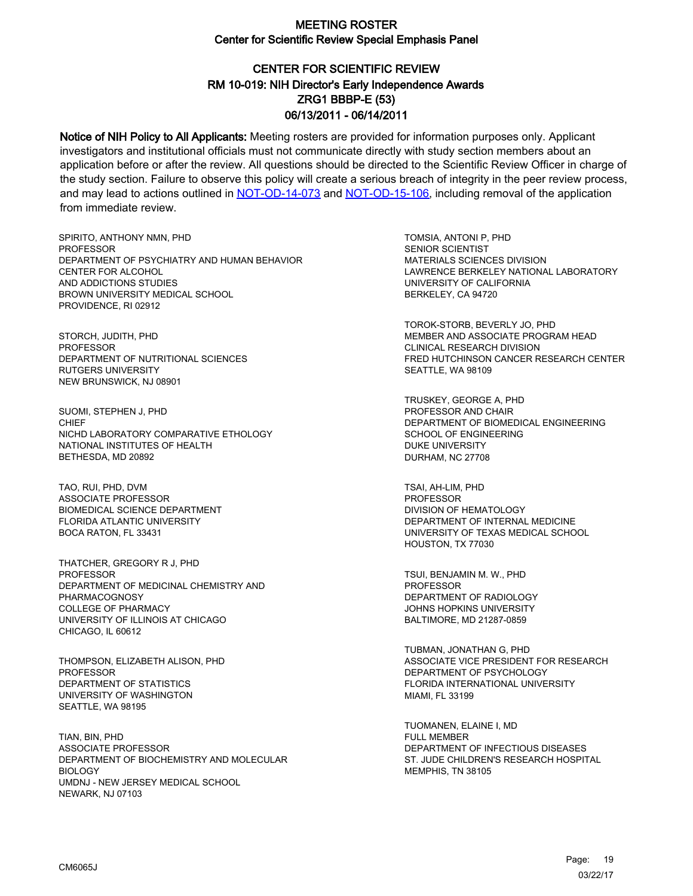# MEETING ROSTER

## Center for Scientific Review Special Emphasis Panel

## CENTER FOR SCIENTIFIC REVIEW
## RM 10-019: NIH Director's Early Independence Awards
## ZRG1 BBBP-E (53)
## 06/13/2011 - 06/14/2011

**Notice of NIH Policy to All Applicants:** Meeting rosters are provided for information purposes only. Applicant investigators and institutional officials must not communicate directly with study section members about an application before or after the review. All questions should be directed to the Scientific Review Officer in charge of the study section. Failure to observe this policy will create a serious breach of integrity in the peer review process, and may lead to actions outlined in NOT-OD-14-073 and NOT-OD-15-106, including removal of the application from immediate review.

SPIRITO, ANTHONY NMN, PHD
PROFESSOR
DEPARTMENT OF PSYCHIATRY AND HUMAN BEHAVIOR
CENTER FOR ALCOHOL
AND ADDICTIONS STUDIES
BROWN UNIVERSITY MEDICAL SCHOOL
PROVIDENCE, RI 02912

STORCH, JUDITH, PHD
PROFESSOR
DEPARTMENT OF NUTRITIONAL SCIENCES
RUTGERS UNIVERSITY
NEW BRUNSWICK, NJ 08901

SUOMI, STEPHEN J, PHD
CHIEF
NICHD LABORATORY COMPARATIVE ETHOLOGY
NATIONAL INSTITUTES OF HEALTH
BETHESDA, MD 20892

TAO, RUI, PHD, DVM
ASSOCIATE PROFESSOR
BIOMEDICAL SCIENCE DEPARTMENT
FLORIDA ATLANTIC UNIVERSITY
BOCA RATON, FL 33431

THATCHER, GREGORY R J, PHD
PROFESSOR
DEPARTMENT OF MEDICINAL CHEMISTRY AND
PHARMACOGNOSY
COLLEGE OF PHARMACY
UNIVERSITY OF ILLINOIS AT CHICAGO
CHICAGO, IL 60612

THOMPSON, ELIZABETH ALISON, PHD
PROFESSOR
DEPARTMENT OF STATISTICS
UNIVERSITY OF WASHINGTON
SEATTLE, WA 98195

TIAN, BIN, PHD
ASSOCIATE PROFESSOR
DEPARTMENT OF BIOCHEMISTRY AND MOLECULAR
BIOLOGY
UMDNJ - NEW JERSEY MEDICAL SCHOOL
NEWARK, NJ 07103

TOMSIA, ANTONI P, PHD
SENIOR SCIENTIST
MATERIALS SCIENCES DIVISION
LAWRENCE BERKELEY NATIONAL LABORATORY
UNIVERSITY OF CALIFORNIA
BERKELEY, CA 94720

TOROK-STORB, BEVERLY JO, PHD
MEMBER AND ASSOCIATE PROGRAM HEAD
CLINICAL RESEARCH DIVISION
FRED HUTCHINSON CANCER RESEARCH CENTER
SEATTLE, WA 98109

TRUSKEY, GEORGE A, PHD
PROFESSOR AND CHAIR
DEPARTMENT OF BIOMEDICAL ENGINEERING
SCHOOL OF ENGINEERING
DUKE UNIVERSITY
DURHAM, NC 27708

TSAI, AH-LIM, PHD
PROFESSOR
DIVISION OF HEMATOLOGY
DEPARTMENT OF INTERNAL MEDICINE
UNIVERSITY OF TEXAS MEDICAL SCHOOL
HOUSTON, TX 77030

TSUI, BENJAMIN M. W., PHD
PROFESSOR
DEPARTMENT OF RADIOLOGY
JOHNS HOPKINS UNIVERSITY
BALTIMORE, MD 21287-0859

TUBMAN, JONATHAN G, PHD
ASSOCIATE VICE PRESIDENT FOR RESEARCH
DEPARTMENT OF PSYCHOLOGY
FLORIDA INTERNATIONAL UNIVERSITY
MIAMI, FL 33199

TUOMANEN, ELAINE I, MD
FULL MEMBER
DEPARTMENT OF INFECTIOUS DISEASES
ST. JUDE CHILDREN'S RESEARCH HOSPITAL
MEMPHIS, TN 38105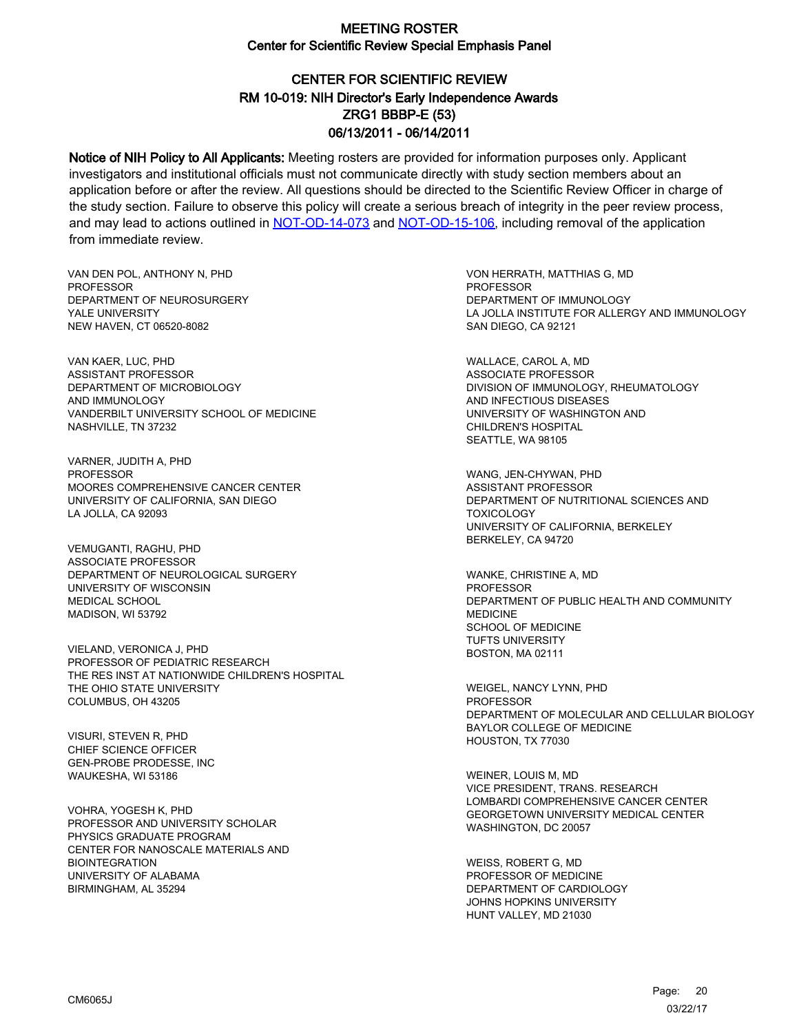# MEETING ROSTER
## Center for Scientific Review Special Emphasis Panel

## CENTER FOR SCIENTIFIC REVIEW
## RM 10-019: NIH Director's Early Independence Awards
## ZRG1 BBBP-E (53)
## 06/13/2011 - 06/14/2011

**Notice of NIH Policy to All Applicants:** Meeting rosters are provided for information purposes only. Applicant investigators and institutional officials must not communicate directly with study section members about an application before or after the review. All questions should be directed to the Scientific Review Officer in charge of the study section. Failure to observe this policy will create a serious breach of integrity in the peer review process, and may lead to actions outlined in NOT-OD-14-073 and NOT-OD-15-106, including removal of the application from immediate review.

VAN DEN POL, ANTHONY N, PHD
PROFESSOR
DEPARTMENT OF NEUROSURGERY
YALE UNIVERSITY
NEW HAVEN, CT 06520-8082

VAN KAER, LUC, PHD
ASSISTANT PROFESSOR
DEPARTMENT OF MICROBIOLOGY
AND IMMUNOLOGY
VANDERBILT UNIVERSITY SCHOOL OF MEDICINE
NASHVILLE, TN 37232

VARNER, JUDITH A, PHD
PROFESSOR
MOORES COMPREHENSIVE CANCER CENTER
UNIVERSITY OF CALIFORNIA, SAN DIEGO
LA JOLLA, CA 92093

VEMUGANTI, RAGHU, PHD
ASSOCIATE PROFESSOR
DEPARTMENT OF NEUROLOGICAL SURGERY
UNIVERSITY OF WISCONSIN
MEDICAL SCHOOL
MADISON, WI 53792

VIELAND, VERONICA J, PHD
PROFESSOR OF PEDIATRIC RESEARCH
THE RES INST AT NATIONWIDE CHILDREN'S HOSPITAL
THE OHIO STATE UNIVERSITY
COLUMBUS, OH 43205

VISURI, STEVEN R, PHD
CHIEF SCIENCE OFFICER
GEN-PROBE PRODESSE, INC
WAUKESHA, WI 53186

VOHRA, YOGESH K, PHD
PROFESSOR AND UNIVERSITY SCHOLAR
PHYSICS GRADUATE PROGRAM
CENTER FOR NANOSCALE MATERIALS AND
BIOINTEGRATION
UNIVERSITY OF ALABAMA
BIRMINGHAM, AL 35294

VON HERRATH, MATTHIAS G, MD
PROFESSOR
DEPARTMENT OF IMMUNOLOGY
LA JOLLA INSTITUTE FOR ALLERGY AND IMMUNOLOGY
SAN DIEGO, CA 92121

WALLACE, CAROL A, MD
ASSOCIATE PROFESSOR
DIVISION OF IMMUNOLOGY, RHEUMATOLOGY
AND INFECTIOUS DISEASES
UNIVERSITY OF WASHINGTON AND
CHILDREN'S HOSPITAL
SEATTLE, WA 98105

WANG, JEN-CHYWAN, PHD
ASSISTANT PROFESSOR
DEPARTMENT OF NUTRITIONAL SCIENCES AND
TOXICOLOGY
UNIVERSITY OF CALIFORNIA, BERKELEY
BERKELEY, CA 94720

WANKE, CHRISTINE A, MD
PROFESSOR
DEPARTMENT OF PUBLIC HEALTH AND COMMUNITY
MEDICINE
SCHOOL OF MEDICINE
TUFTS UNIVERSITY
BOSTON, MA 02111

WEIGEL, NANCY LYNN, PHD
PROFESSOR
DEPARTMENT OF MOLECULAR AND CELLULAR BIOLOGY
BAYLOR COLLEGE OF MEDICINE
HOUSTON, TX 77030

WEINER, LOUIS M, MD
VICE PRESIDENT, TRANS. RESEARCH
LOMBARDI COMPREHENSIVE CANCER CENTER
GEORGETOWN UNIVERSITY MEDICAL CENTER
WASHINGTON, DC 20057

WEISS, ROBERT G, MD
PROFESSOR OF MEDICINE
DEPARTMENT OF CARDIOLOGY
JOHNS HOPKINS UNIVERSITY
HUNT VALLEY, MD 21030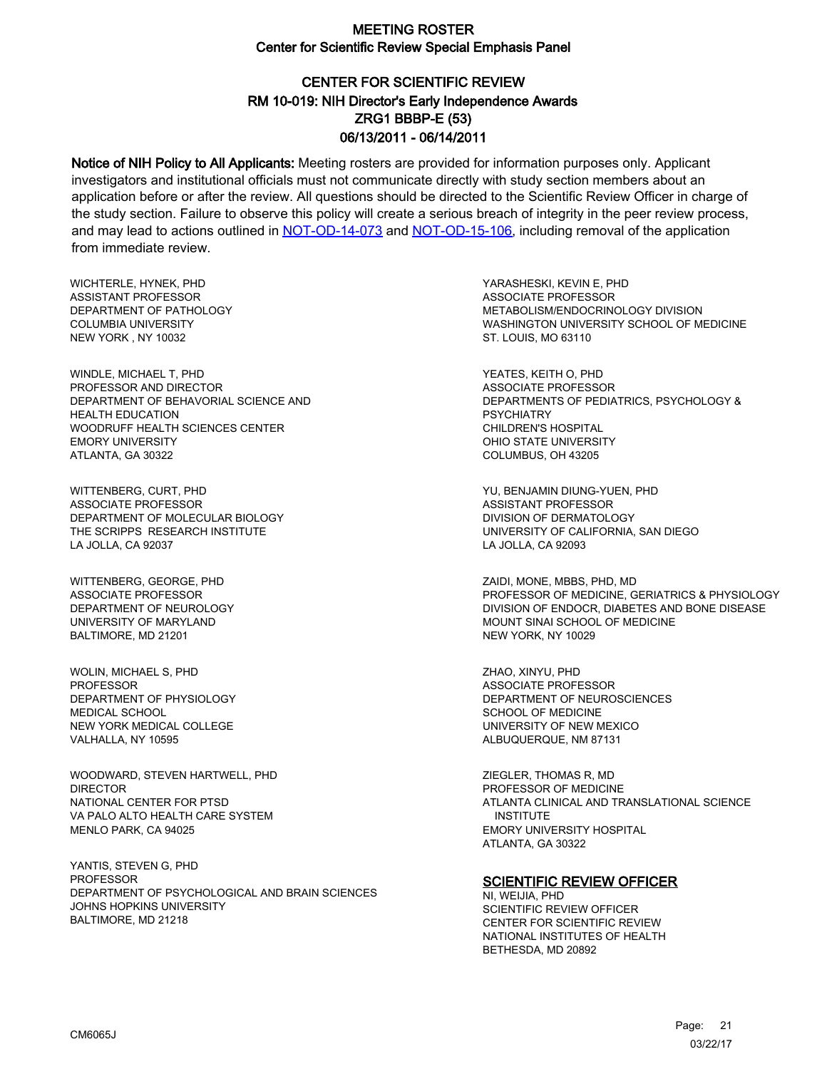# MEETING ROSTER
## Center for Scientific Review Special Emphasis Panel

## CENTER FOR SCIENTIFIC REVIEW
## RM 10-019: NIH Director's Early Independence Awards
## ZRG1 BBBP-E (53)
## 06/13/2011 - 06/14/2011

**Notice of NIH Policy to All Applicants:** Meeting rosters are provided for information purposes only. Applicant investigators and institutional officials must not communicate directly with study section members about an application before or after the review. All questions should be directed to the Scientific Review Officer in charge of the study section. Failure to observe this policy will create a serious breach of integrity in the peer review process, and may lead to actions outlined in NOT-OD-14-073 and NOT-OD-15-106, including removal of the application from immediate review.

WICHTERLE, HYNEK, PHD
ASSISTANT PROFESSOR
DEPARTMENT OF PATHOLOGY
COLUMBIA UNIVERSITY
NEW YORK , NY 10032

WINDLE, MICHAEL T, PHD
PROFESSOR AND DIRECTOR
DEPARTMENT OF BEHAVORIAL SCIENCE AND HEALTH EDUCATION
WOODRUFF HEALTH SCIENCES CENTER
EMORY UNIVERSITY
ATLANTA, GA 30322

WITTENBERG, CURT, PHD
ASSOCIATE PROFESSOR
DEPARTMENT OF MOLECULAR BIOLOGY
THE SCRIPPS RESEARCH INSTITUTE
LA JOLLA, CA 92037

WITTENBERG, GEORGE, PHD
ASSOCIATE PROFESSOR
DEPARTMENT OF NEUROLOGY
UNIVERSITY OF MARYLAND
BALTIMORE, MD 21201

WOLIN, MICHAEL S, PHD
PROFESSOR
DEPARTMENT OF PHYSIOLOGY
MEDICAL SCHOOL
NEW YORK MEDICAL COLLEGE
VALHALLA, NY 10595

WOODWARD, STEVEN HARTWELL, PHD
DIRECTOR
NATIONAL CENTER FOR PTSD
VA PALO ALTO HEALTH CARE SYSTEM
MENLO PARK, CA 94025

YANTIS, STEVEN G, PHD
PROFESSOR
DEPARTMENT OF PSYCHOLOGICAL AND BRAIN SCIENCES
JOHNS HOPKINS UNIVERSITY
BALTIMORE, MD 21218

YARASHESKI, KEVIN E, PHD
ASSOCIATE PROFESSOR
METABOLISM/ENDOCRINOLOGY DIVISION
WASHINGTON UNIVERSITY SCHOOL OF MEDICINE
ST. LOUIS, MO 63110

YEATES, KEITH O, PHD
ASSOCIATE PROFESSOR
DEPARTMENTS OF PEDIATRICS, PSYCHOLOGY & PSYCHIATRY
CHILDREN'S HOSPITAL
OHIO STATE UNIVERSITY
COLUMBUS, OH 43205

YU, BENJAMIN DIUNG-YUEN, PHD
ASSISTANT PROFESSOR
DIVISION OF DERMATOLOGY
UNIVERSITY OF CALIFORNIA, SAN DIEGO
LA JOLLA, CA 92093

ZAIDI, MONE, MBBS, PHD, MD
PROFESSOR OF MEDICINE, GERIATRICS & PHYSIOLOGY
DIVISION OF ENDOCR, DIABETES AND BONE DISEASE
MOUNT SINAI SCHOOL OF MEDICINE
NEW YORK, NY 10029

ZHAO, XINYU, PHD
ASSOCIATE PROFESSOR
DEPARTMENT OF NEUROSCIENCES
SCHOOL OF MEDICINE
UNIVERSITY OF NEW MEXICO
ALBUQUERQUE, NM 87131

ZIEGLER, THOMAS R, MD
PROFESSOR OF MEDICINE
ATLANTA CLINICAL AND TRANSLATIONAL SCIENCE INSTITUTE
EMORY UNIVERSITY HOSPITAL
ATLANTA, GA 30322

### SCIENTIFIC REVIEW OFFICER

NI, WEIJIA, PHD
SCIENTIFIC REVIEW OFFICER
CENTER FOR SCIENTIFIC REVIEW
NATIONAL INSTITUTES OF HEALTH
BETHESDA, MD 20892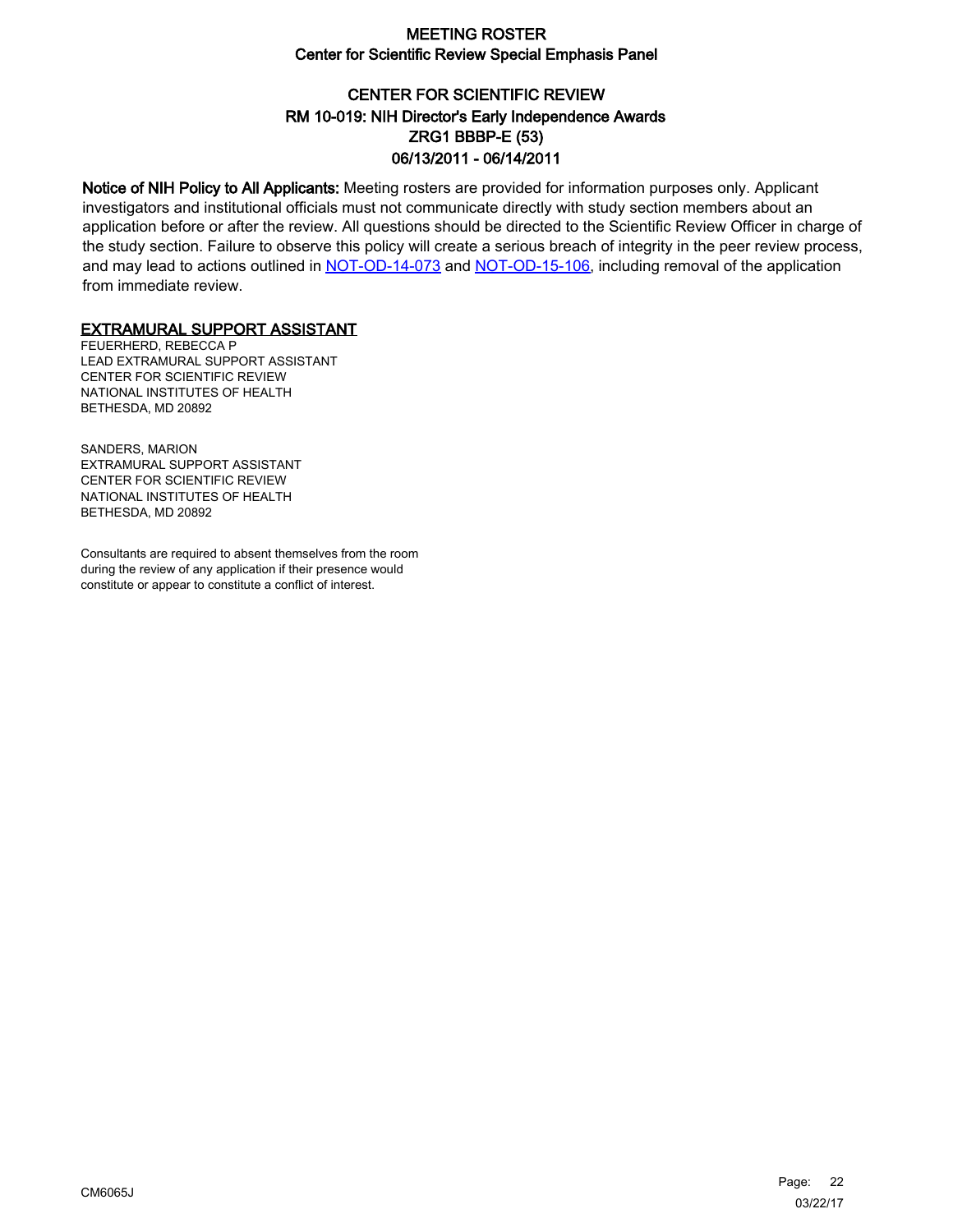# MEETING ROSTER
## Center for Scientific Review Special Emphasis Panel

## CENTER FOR SCIENTIFIC REVIEW
## RM 10-019: NIH Director's Early Independence Awards
## ZRG1 BBBP-E (53)
## 06/13/2011 - 06/14/2011

**Notice of NIH Policy to All Applicants:** Meeting rosters are provided for information purposes only. Applicant investigators and institutional officials must not communicate directly with study section members about an application before or after the review. All questions should be directed to the Scientific Review Officer in charge of the study section. Failure to observe this policy will create a serious breach of integrity in the peer review process, and may lead to actions outlined in NOT-OD-14-073 and NOT-OD-15-106, including removal of the application from immediate review.

### EXTRAMURAL SUPPORT ASSISTANT

FEUERHERD, REBECCA P
LEAD EXTRAMURAL SUPPORT ASSISTANT
CENTER FOR SCIENTIFIC REVIEW
NATIONAL INSTITUTES OF HEALTH
BETHESDA, MD 20892

SANDERS, MARION
EXTRAMURAL SUPPORT ASSISTANT
CENTER FOR SCIENTIFIC REVIEW
NATIONAL INSTITUTES OF HEALTH
BETHESDA, MD 20892

Consultants are required to absent themselves from the room during the review of any application if their presence would constitute or appear to constitute a conflict of interest.